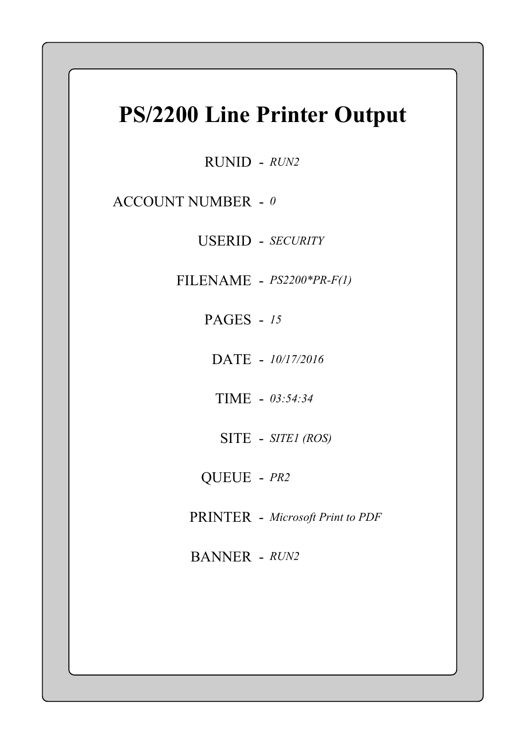# PS/2200 Line Printer Output

RUNID - *RUN2*

ACCOUNT NUMBER - *0*

USERID - *SECURITY*

FILENAME - *PS2200*PR-F(1)*

PAGES - *15*

DATE - *10/17/2016*

TIME - *03:54:34*

SITE - *SITE1 (ROS)*

QUEUE - *PR2*

PRINTER - *Microsoft Print to PDF*

BANNER - *RUN2*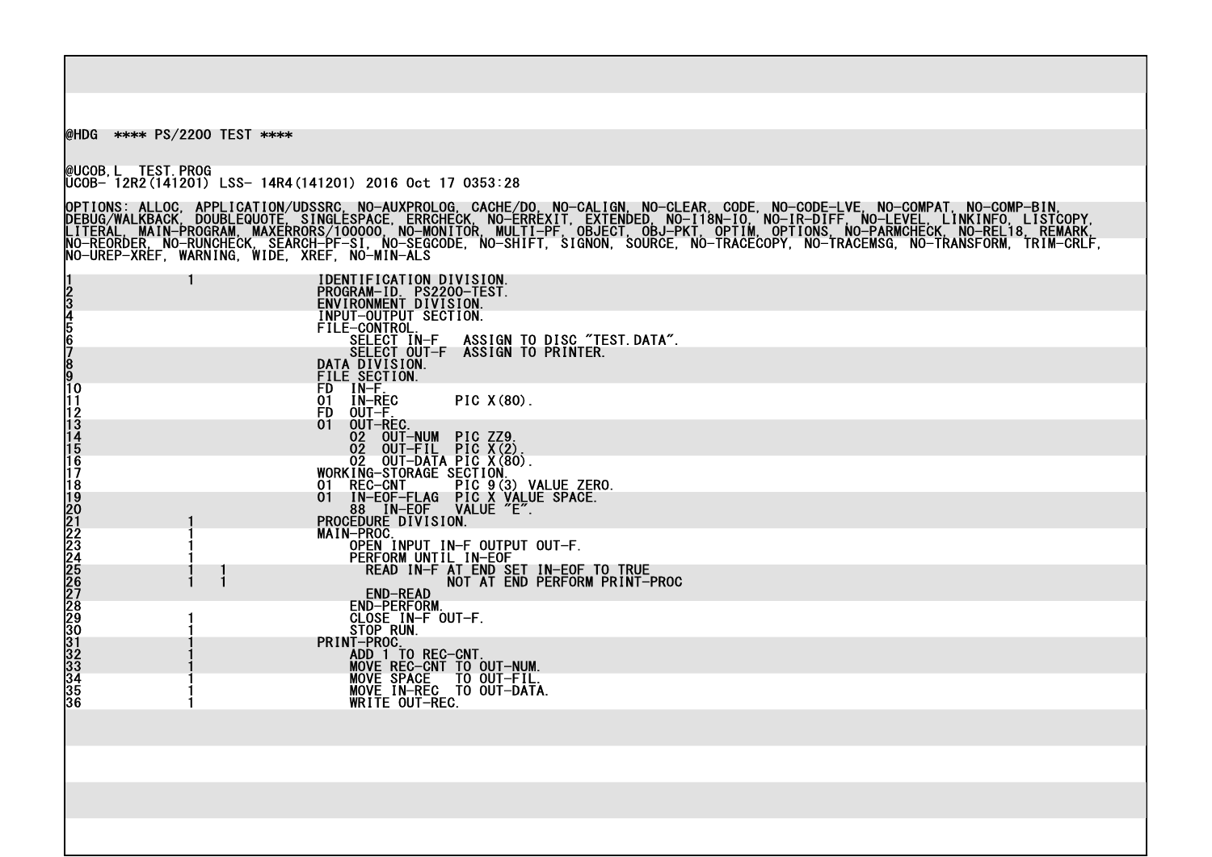```
@HDG  **** PS/2200 TEST ****

@UCOB,L  TEST.PROG
UCOB- 12R2(141201) LSS- 14R4(141201) 2016 Oct 17 0353:28

OPTIONS: ALLOC, APPLICATION/UDSSRC, NO-AUXPROLOG, CACHE/DO, NO-CALIGN, NO-CLEAR, CODE, NO-CODE-LVE, NO-COMPAT, NO-COMP-BIN,
DEBUG/WALKBACK, DOUBLEQUOTE, SINGLESPACE, ERRCHECK, NO-ERREXIT, EXTENDED, NO-I18N-IO, NO-IR-DIFF, NO-LEVEL, LINKINFO, LISTCOPY,
LITERAL, MAIN-PROGRAM, MAXERRORS/100000, NO-MONITOR, MULTI-PF, OBJECT, OBJ-PKT, OPTIM, OPTIONS, NO-PARMCHECK, NO-REL18, REMARK,
NO-REORDER, NO-RUNCHECK, SEARCH-PF-SI, NO-SEGCODE, NO-SHIFT, SIGNON, SOURCE, NO-TRACECOPY, NO-TRACEMSG, NO-TRANSFORM, TRIM-CRLF,
NO-UREP-XREF, WARNING, WIDE, XREF, NO-MIN-ALS

1               1                   IDENTIFICATION DIVISION.
2                                   PROGRAM-ID. PS2200-TEST.
3                                   ENVIRONMENT DIVISION.
4                                   INPUT-OUTPUT SECTION.
5                                   FILE-CONTROL.
6                                       SELECT IN-F   ASSIGN TO DISC "TEST.DATA".
7                                       SELECT OUT-F  ASSIGN TO PRINTER.
8                                   DATA DIVISION.
9                                   FILE SECTION.
10                                  FD  IN-F.
11                                  01  IN-REC        PIC X(80).
12                                  FD  OUT-F.
13                                  01  OUT-REC.
14                                      02  OUT-NUM  PIC ZZ9.
15                                      02  OUT-FIL  PIC X(2).
16                                      02  OUT-DATA PIC X(80).
17                                  WORKING-STORAGE SECTION.
18                                  01  REC-CNT      PIC 9(3) VALUE ZERO.
19                                  01  IN-EOF-FLAG  PIC X VALUE SPACE.
20                                      88  IN-EOF   VALUE "E".
21              1                   PROCEDURE DIVISION.
22              1                   MAIN-PROC.
23              1                       OPEN INPUT IN-F OUTPUT OUT-F.
24              1                       PERFORM UNTIL IN-EOF
25              1   1                     READ IN-F AT END SET IN-EOF TO TRUE
26              1   1                               NOT AT END PERFORM PRINT-PROC
27                                        END-READ
28                                      END-PERFORM.
29              1                       CLOSE IN-F OUT-F.
30              1                       STOP RUN.
31              1                   PRINT-PROC.
32              1                       ADD 1 TO REC-CNT.
33              1                       MOVE REC-CNT TO OUT-NUM.
34              1                       MOVE SPACE   TO OUT-FIL.
35              1                       MOVE IN-REC  TO OUT-DATA.
36              1                       WRITE OUT-REC.
```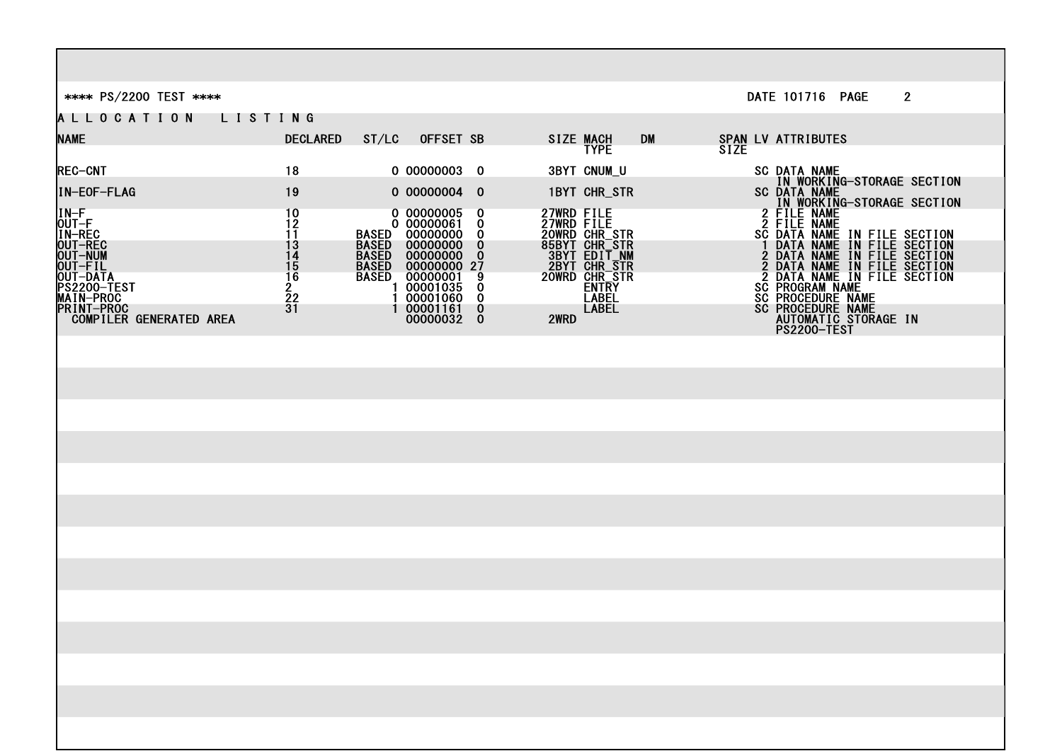**** PS/2200 TEST ****　　　　　　　　　　DATE 101716 PAGE 2

A L L O C A T I O N　　L I S T I N G

| NAME | DECLARED | ST/LC | OFFSET | SB | SIZE | MACH TYPE | DM | SPAN SIZE | LV | ATTRIBUTES |
|---|---|---|---|---|---|---|---|---|---|---|
| REC-CNT | 18 | 0 | 00000003 | 0 | 3BYT | CNUM_U | | | SC | DATA NAME IN WORKING-STORAGE SECTION |
| IN-EOF-FLAG | 19 | 0 | 00000004 | 0 | 1BYT | CHR_STR | | | SC | DATA NAME IN WORKING-STORAGE SECTION |
| IN-F | 10 | 0 | 00000005 | 0 | 27WRD | FILE | | | 2 | FILE NAME |
| OUT-F | 12 | 0 | 00000061 | 0 | 27WRD | FILE | | | 2 | FILE NAME |
| IN-REC | 11 | BASED | 00000000 | 0 | 20WRD | CHR_STR | | | SC | DATA NAME IN FILE SECTION |
| OUT-REC | 13 | BASED | 00000000 | 0 | 85BYT | CHR_STR | | | 1 | DATA NAME IN FILE SECTION |
| OUT-NUM | 14 | BASED | 00000000 | 0 | 3BYT | EDIT_NM | | | 2 | DATA NAME IN FILE SECTION |
| OUT-FIL | 15 | BASED | 00000000 | 27 | 2BYT | CHR_STR | | | 2 | DATA NAME IN FILE SECTION |
| OUT-DATA | 16 | BASED | 00000001 | 9 | 20WRD | CHR_STR | | | 2 | DATA NAME IN FILE SECTION |
| PS2200-TEST | 2 | 1 | 00001035 | 0 | | ENTRY | | | SC | PROGRAM NAME |
| MAIN-PROC | 22 | 1 | 00001060 | 0 | | LABEL | | | SC | PROCEDURE NAME |
| PRINT-PROC | 31 | 1 | 00001161 | 0 | | LABEL | | | SC | PROCEDURE NAME |
| COMPILER GENERATED AREA | | | 00000032 | 0 | 2WRD | | | | | AUTOMATIC STORAGE IN PS2200-TEST |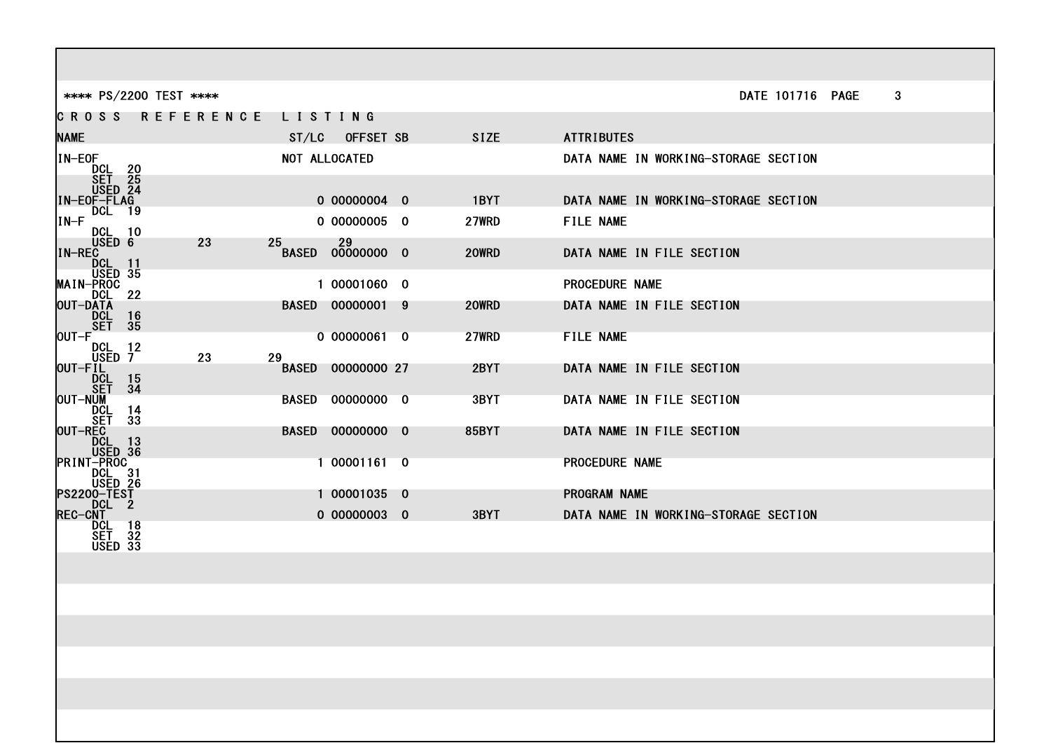```
**** PS/2200 TEST ****                                                                DATE 101716  PAGE     3
C R O S S   R E F E R E N C E   L I S T I N G
NAME                               ST/LC   OFFSET SB         SIZE        ATTRIBUTES
IN-EOF                             NOT ALLOCATED                         DATA NAME IN WORKING-STORAGE SECTION
     DCL  20
     SET  25
     USED 24
IN-EOF-FLAG                             0 00000004  0        1BYT        DATA NAME IN WORKING-STORAGE SECTION
     DCL  19
IN-F                                    0 00000005  0       27WRD        FILE NAME
     DCL  10
     USED 6          23        25        29
IN-REC                             BASED  00000000  0       20WRD        DATA NAME IN FILE SECTION
     DCL  11
     USED 35
MAIN-PROC                               1 00001060  0                    PROCEDURE NAME
     DCL  22
OUT-DATA                           BASED  00000001  9       20WRD        DATA NAME IN FILE SECTION
     DCL  16
     SET  35
OUT-F                                   0 00000061  0       27WRD        FILE NAME
     DCL  12
     USED 7          23        29
OUT-FIL                            BASED  00000000 27        2BYT        DATA NAME IN FILE SECTION
     DCL  15
     SET  34
OUT-NUM                            BASED  00000000  0        3BYT        DATA NAME IN FILE SECTION
     DCL  14
     SET  33
OUT-REC                            BASED  00000000  0       85BYT        DATA NAME IN FILE SECTION
     DCL  13
     USED 36
PRINT-PROC                              1 00001161  0                    PROCEDURE NAME
     DCL  31
     USED 26
PS2200-TEST                             1 00001035  0                    PROGRAM NAME
     DCL  2
REC-CNT                                 0 00000003  0        3BYT        DATA NAME IN WORKING-STORAGE SECTION
     DCL  18
     SET  32
     USED 33
```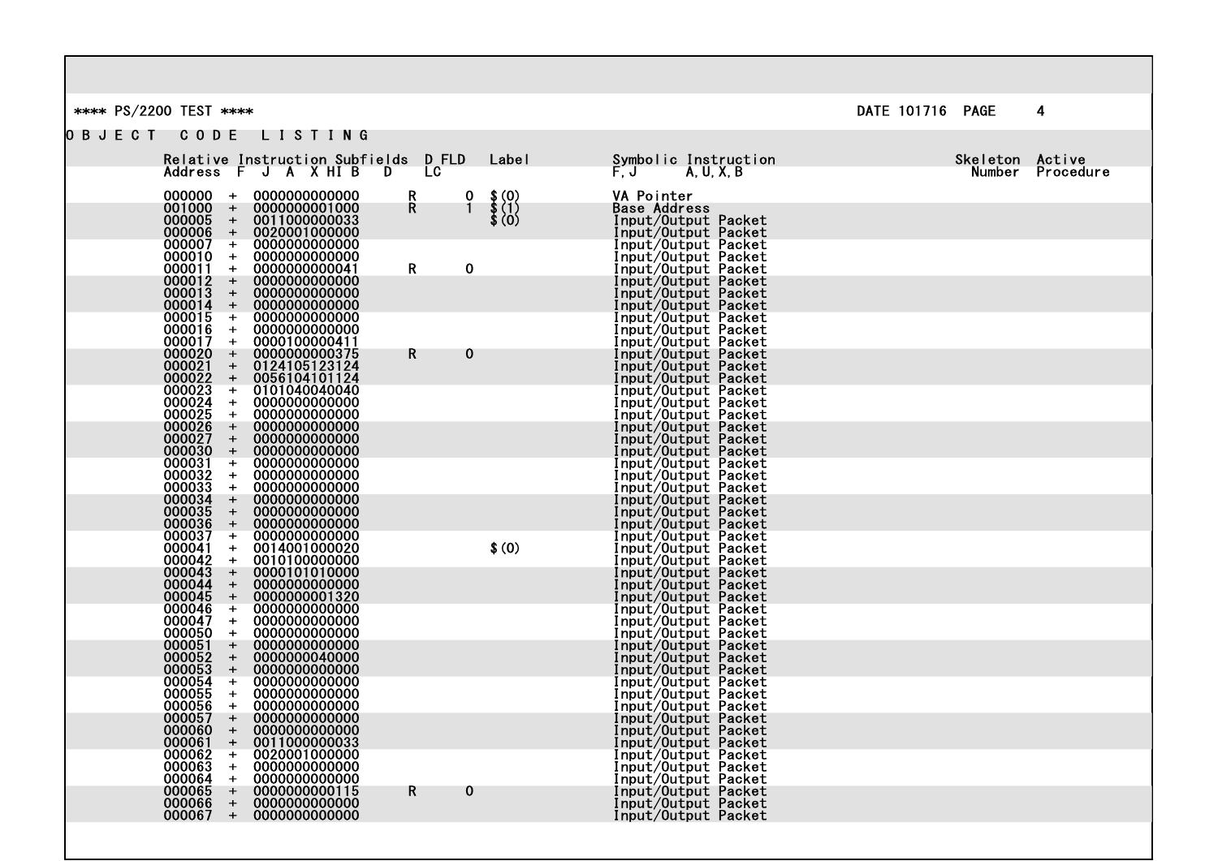**** PS/2200 TEST ****　　　　DATE 101716　PAGE　4

O B J E C T　C O D E　L I S T I N G

| Relative Address | F J A X HI B D | | D | FLD LC | Label | Symbolic Instruction F,J A,U,X,B | Skeleton Number | Active Procedure |
|---|---|---|---|---|---|---|---|---|
| 000000 | + | 0000000000000 | R | 0 | $(0) | VA Pointer | | |
| 001000 | + | 0000000001000 | R | 1 | $(1) | Base Address | | |
| 000005 | + | 0011000000033 | | | $(0) | Input/Output Packet | | |
| 000006 | + | 0020001000000 | | | | Input/Output Packet | | |
| 000007 | + | 0000000000000 | | | | Input/Output Packet | | |
| 000010 | + | 0000000000000 | | | | Input/Output Packet | | |
| 000011 | + | 0000000000041 | R | 0 | | Input/Output Packet | | |
| 000012 | + | 0000000000000 | | | | Input/Output Packet | | |
| 000013 | + | 0000000000000 | | | | Input/Output Packet | | |
| 000014 | + | 0000000000000 | | | | Input/Output Packet | | |
| 000015 | + | 0000000000000 | | | | Input/Output Packet | | |
| 000016 | + | 0000000000000 | | | | Input/Output Packet | | |
| 000017 | + | 0000100000411 | | | | Input/Output Packet | | |
| 000020 | + | 0000000000375 | R | 0 | | Input/Output Packet | | |
| 000021 | + | 0124105123124 | | | | Input/Output Packet | | |
| 000022 | + | 0056104101124 | | | | Input/Output Packet | | |
| 000023 | + | 0101040040040 | | | | Input/Output Packet | | |
| 000024 | + | 0000000000000 | | | | Input/Output Packet | | |
| 000025 | + | 0000000000000 | | | | Input/Output Packet | | |
| 000026 | + | 0000000000000 | | | | Input/Output Packet | | |
| 000027 | + | 0000000000000 | | | | Input/Output Packet | | |
| 000030 | + | 0000000000000 | | | | Input/Output Packet | | |
| 000031 | + | 0000000000000 | | | | Input/Output Packet | | |
| 000032 | + | 0000000000000 | | | | Input/Output Packet | | |
| 000033 | + | 0000000000000 | | | | Input/Output Packet | | |
| 000034 | + | 0000000000000 | | | | Input/Output Packet | | |
| 000035 | + | 0000000000000 | | | | Input/Output Packet | | |
| 000036 | + | 0000000000000 | | | | Input/Output Packet | | |
| 000037 | + | 0000000000000 | | | | Input/Output Packet | | |
| 000041 | + | 0014001000020 | | | $(0) | Input/Output Packet | | |
| 000042 | + | 0010100000000 | | | | Input/Output Packet | | |
| 000043 | + | 0000101010000 | | | | Input/Output Packet | | |
| 000044 | + | 0000000000000 | | | | Input/Output Packet | | |
| 000045 | + | 0000000001320 | | | | Input/Output Packet | | |
| 000046 | + | 0000000000000 | | | | Input/Output Packet | | |
| 000047 | + | 0000000000000 | | | | Input/Output Packet | | |
| 000050 | + | 0000000000000 | | | | Input/Output Packet | | |
| 000051 | + | 0000000000000 | | | | Input/Output Packet | | |
| 000052 | + | 0000000040000 | | | | Input/Output Packet | | |
| 000053 | + | 0000000000000 | | | | Input/Output Packet | | |
| 000054 | + | 0000000000000 | | | | Input/Output Packet | | |
| 000055 | + | 0000000000000 | | | | Input/Output Packet | | |
| 000056 | + | 0000000000000 | | | | Input/Output Packet | | |
| 000057 | + | 0000000000000 | | | | Input/Output Packet | | |
| 000060 | + | 0000000000000 | | | | Input/Output Packet | | |
| 000061 | + | 0011000000033 | | | | Input/Output Packet | | |
| 000062 | + | 0020001000000 | | | | Input/Output Packet | | |
| 000063 | + | 0000000000000 | | | | Input/Output Packet | | |
| 000064 | + | 0000000000000 | | | | Input/Output Packet | | |
| 000065 | + | 0000000000115 | R | 0 | | Input/Output Packet | | |
| 000066 | + | 0000000000000 | | | | Input/Output Packet | | |
| 000067 | + | 0000000000000 | | | | Input/Output Packet | | |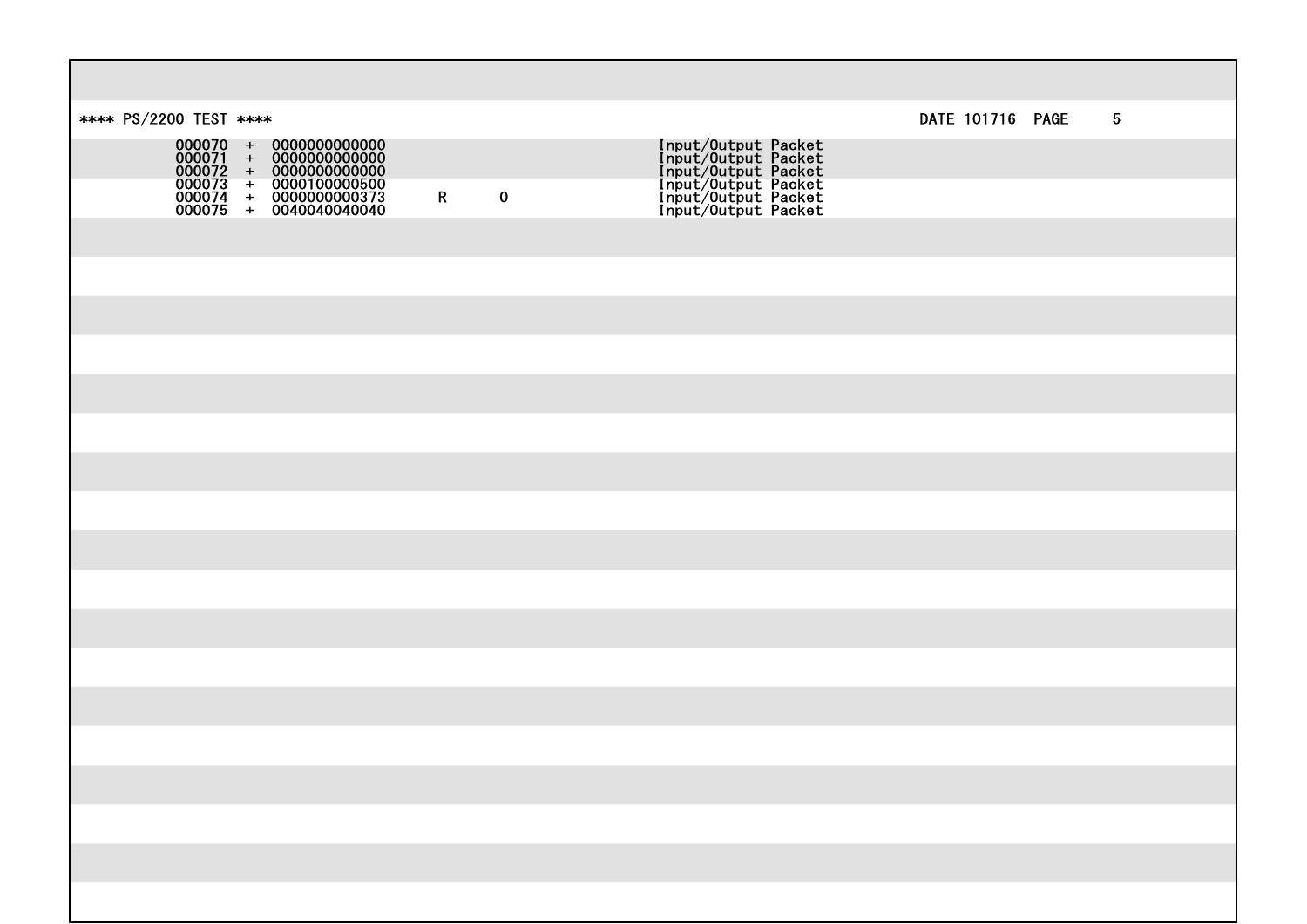```
**** PS/2200 TEST ****                                                                  DATE 101716  PAGE     5
            000070  +  0000000000000                          Input/Output Packet
            000071  +  0000000000000                          Input/Output Packet
            000072  +  0000000000000                          Input/Output Packet
            000073  +  0000100000500                          Input/Output Packet
            000074  +  0000000000373      R     0             Input/Output Packet
            000075  +  0040040040040                          Input/Output Packet
```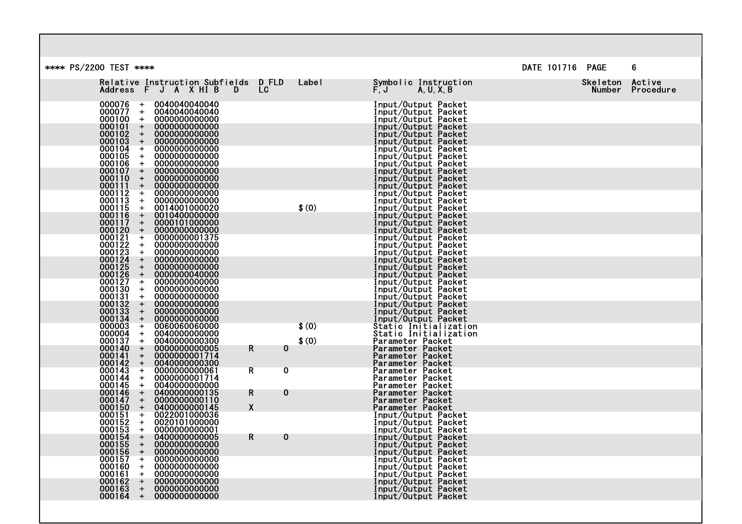**** PS/2200 TEST ****

DATE 101716 PAGE 6

| Relative Address | F J A X HI B D | D FLD LC | Label | Symbolic Instruction F,J A,U,X,B | Skeleton Number | Active Procedure |
|---|---|---|---|---|---|---|
| 000076 | + 0040040040040 | | | Input/Output Packet | | |
| 000077 | + 0040040040040 | | | Input/Output Packet | | |
| 000100 | + 0000000000000 | | | Input/Output Packet | | |
| 000101 | + 0000000000000 | | | Input/Output Packet | | |
| 000102 | + 0000000000000 | | | Input/Output Packet | | |
| 000103 | + 0000000000000 | | | Input/Output Packet | | |
| 000104 | + 0000000000000 | | | Input/Output Packet | | |
| 000105 | + 0000000000000 | | | Input/Output Packet | | |
| 000106 | + 0000000000000 | | | Input/Output Packet | | |
| 000107 | + 0000000000000 | | | Input/Output Packet | | |
| 000110 | + 0000000000000 | | | Input/Output Packet | | |
| 000111 | + 0000000000000 | | | Input/Output Packet | | |
| 000112 | + 0000000000000 | | | Input/Output Packet | | |
| 000113 | + 0000000000000 | | | Input/Output Packet | | |
| 000115 | + 0014001000020 | | $(0) | Input/Output Packet | | |
| 000116 | + 0010400000000 | | | Input/Output Packet | | |
| 000117 | + 0000101000000 | | | Input/Output Packet | | |
| 000120 | + 0000000000000 | | | Input/Output Packet | | |
| 000121 | + 0000000001375 | | | Input/Output Packet | | |
| 000122 | + 0000000000000 | | | Input/Output Packet | | |
| 000123 | + 0000000000000 | | | Input/Output Packet | | |
| 000124 | + 0000000000000 | | | Input/Output Packet | | |
| 000125 | + 0000000000000 | | | Input/Output Packet | | |
| 000126 | + 0000000040000 | | | Input/Output Packet | | |
| 000127 | + 0000000000000 | | | Input/Output Packet | | |
| 000130 | + 0000000000000 | | | Input/Output Packet | | |
| 000131 | + 0000000000000 | | | Input/Output Packet | | |
| 000132 | + 0000000000000 | | | Input/Output Packet | | |
| 000133 | + 0000000000000 | | | Input/Output Packet | | |
| 000134 | + 0000000000000 | | | Input/Output Packet | | |
| 000003 | + 0060060060000 | | $(0) | Static Initialization | | |
| 000004 | + 0040000000000 | | | Static Initialization | | |
| 000137 | + 0040000000300 | | $(0) | Parameter Packet | | |
| 000140 | + 0000000000005 | R 0 | | Parameter Packet | | |
| 000141 | + 0000000001714 | | | Parameter Packet | | |
| 000142 | + 0040000000300 | | | Parameter Packet | | |
| 000143 | + 0000000000061 | R 0 | | Parameter Packet | | |
| 000144 | + 0000000001714 | | | Parameter Packet | | |
| 000145 | + 0040000000000 | | | Parameter Packet | | |
| 000146 | + 0400000000135 | R 0 | | Parameter Packet | | |
| 000147 | + 0000000000110 | | | Parameter Packet | | |
| 000150 | + 0400000000145 | X | | Parameter Packet | | |
| 000151 | + 0022001000036 | | | Input/Output Packet | | |
| 000152 | + 0020101000000 | | | Input/Output Packet | | |
| 000153 | + 0000000000001 | | | Input/Output Packet | | |
| 000154 | + 0400000000005 | R 0 | | Input/Output Packet | | |
| 000155 | + 0000000000000 | | | Input/Output Packet | | |
| 000156 | + 0000000000000 | | | Input/Output Packet | | |
| 000157 | + 0000000000000 | | | Input/Output Packet | | |
| 000160 | + 0000000000000 | | | Input/Output Packet | | |
| 000161 | + 0000000000000 | | | Input/Output Packet | | |
| 000162 | + 0000000000000 | | | Input/Output Packet | | |
| 000163 | + 0000000000000 | | | Input/Output Packet | | |
| 000164 | + 0000000000000 | | | Input/Output Packet | | |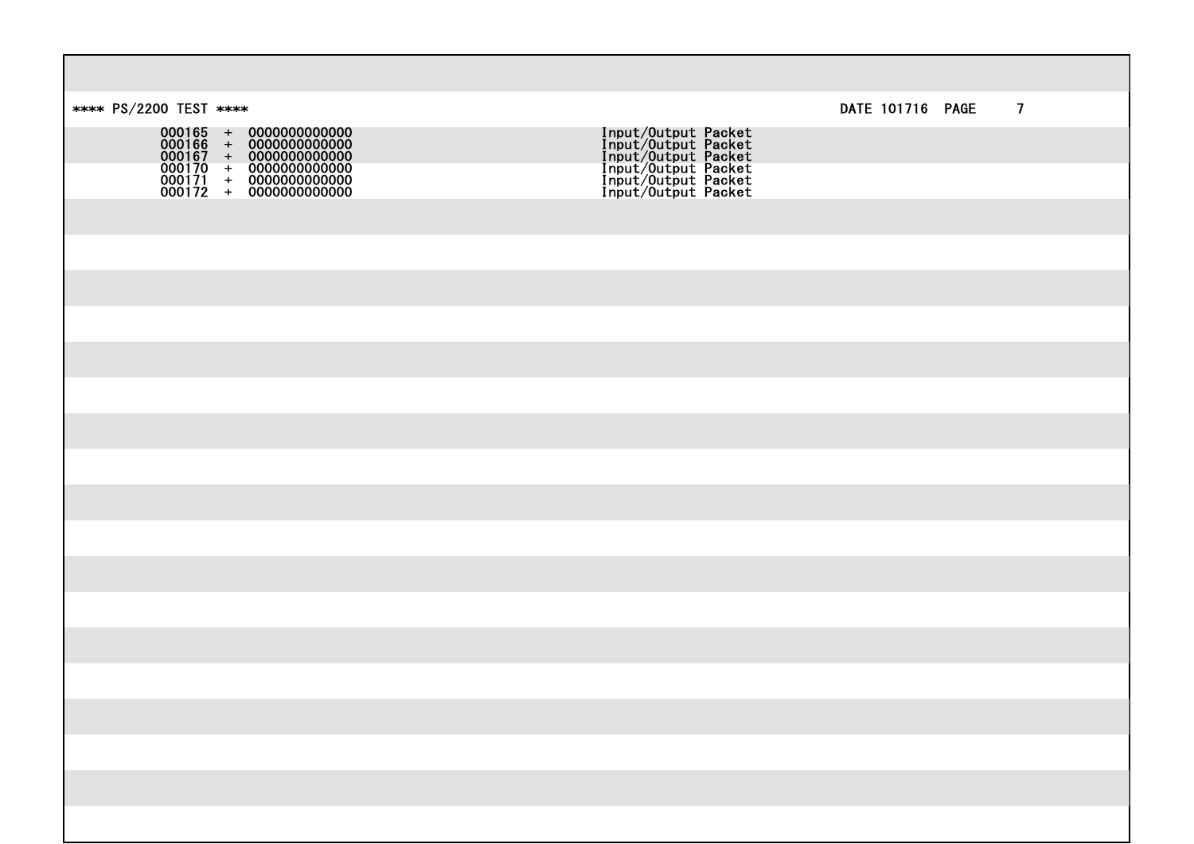```
000165  +  0000000000000                              Input/Output Packet
000166  +  0000000000000                              Input/Output Packet
000167  +  0000000000000                              Input/Output Packet
000170  +  0000000000000                              Input/Output Packet
000171  +  0000000000000                              Input/Output Packet
000172  +  0000000000000                              Input/Output Packet
```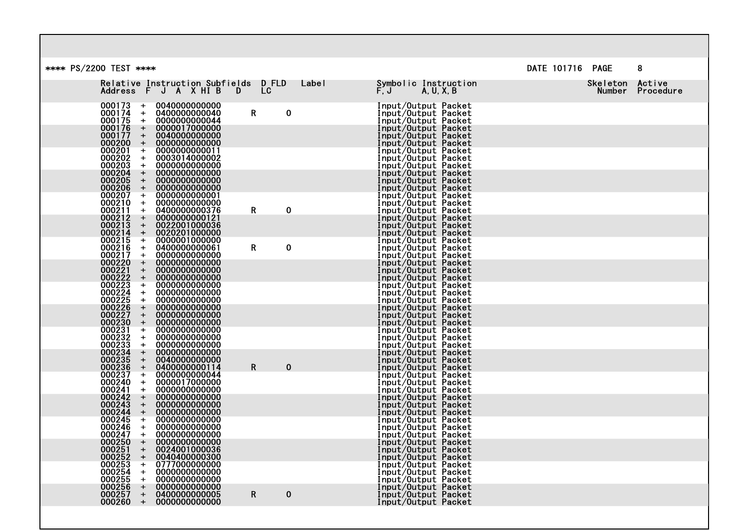**** PS/2200 TEST ****                                                                                                    DATE 101716  PAGE  8

| Relative Address | F J A X HI B D | D FLD LC | Label | Symbolic Instruction F,J A,U,X,B | Skeleton Number | Active Procedure |
|---|---|---|---|---|---|---|
| 000173 | + 0040000000000 | | | Input/Output Packet | | |
| 000174 | + 0400000000040 | R 0 | | Input/Output Packet | | |
| 000175 | + 0000000000044 | | | Input/Output Packet | | |
| 000176 | + 0000017000000 | | | Input/Output Packet | | |
| 000177 | + 0040000000000 | | | Input/Output Packet | | |
| 000200 | + 0000000000000 | | | Input/Output Packet | | |
| 000201 | + 0000000000011 | | | Input/Output Packet | | |
| 000202 | + 0003014000002 | | | Input/Output Packet | | |
| 000203 | + 0000000000000 | | | Input/Output Packet | | |
| 000204 | + 0000000000000 | | | Input/Output Packet | | |
| 000205 | + 0000000000000 | | | Input/Output Packet | | |
| 000206 | + 0000000000000 | | | Input/Output Packet | | |
| 000207 | + 0000000000001 | | | Input/Output Packet | | |
| 000210 | + 0000000000000 | | | Input/Output Packet | | |
| 000211 | + 0400000000376 | R 0 | | Input/Output Packet | | |
| 000212 | + 0000000000121 | | | Input/Output Packet | | |
| 000213 | + 0022001000036 | | | Input/Output Packet | | |
| 000214 | + 0020201000000 | | | Input/Output Packet | | |
| 000215 | + 0000001000000 | | | Input/Output Packet | | |
| 000216 | + 0400000000061 | R 0 | | Input/Output Packet | | |
| 000217 | + 0000000000000 | | | Input/Output Packet | | |
| 000220 | + 0000000000000 | | | Input/Output Packet | | |
| 000221 | + 0000000000000 | | | Input/Output Packet | | |
| 000222 | + 0000000000000 | | | Input/Output Packet | | |
| 000223 | + 0000000000000 | | | Input/Output Packet | | |
| 000224 | + 0000000000000 | | | Input/Output Packet | | |
| 000225 | + 0000000000000 | | | Input/Output Packet | | |
| 000226 | + 0000000000000 | | | Input/Output Packet | | |
| 000227 | + 0000000000000 | | | Input/Output Packet | | |
| 000230 | + 0000000000000 | | | Input/Output Packet | | |
| 000231 | + 0000000000000 | | | Input/Output Packet | | |
| 000232 | + 0000000000000 | | | Input/Output Packet | | |
| 000233 | + 0000000000000 | | | Input/Output Packet | | |
| 000234 | + 0000000000000 | | | Input/Output Packet | | |
| 000235 | + 0040000000000 | | | Input/Output Packet | | |
| 000236 | + 0400000000114 | R 0 | | Input/Output Packet | | |
| 000237 | + 0000000000044 | | | Input/Output Packet | | |
| 000240 | + 0000017000000 | | | Input/Output Packet | | |
| 000241 | + 0000000000000 | | | Input/Output Packet | | |
| 000242 | + 0000000000000 | | | Input/Output Packet | | |
| 000243 | + 0000000000000 | | | Input/Output Packet | | |
| 000244 | + 0000000000000 | | | Input/Output Packet | | |
| 000245 | + 0000000000000 | | | Input/Output Packet | | |
| 000246 | + 0000000000000 | | | Input/Output Packet | | |
| 000247 | + 0000000000000 | | | Input/Output Packet | | |
| 000250 | + 0000000000000 | | | Input/Output Packet | | |
| 000251 | + 0024001000036 | | | Input/Output Packet | | |
| 000252 | + 0040400000300 | | | Input/Output Packet | | |
| 000253 | + 0777000000000 | | | Input/Output Packet | | |
| 000254 | + 0000000000000 | | | Input/Output Packet | | |
| 000255 | + 0000000000000 | | | Input/Output Packet | | |
| 000256 | + 0000000000000 | | | Input/Output Packet | | |
| 000257 | + 0400000000005 | R 0 | | Input/Output Packet | | |
| 000260 | + 0000000000000 | | | Input/Output Packet | | |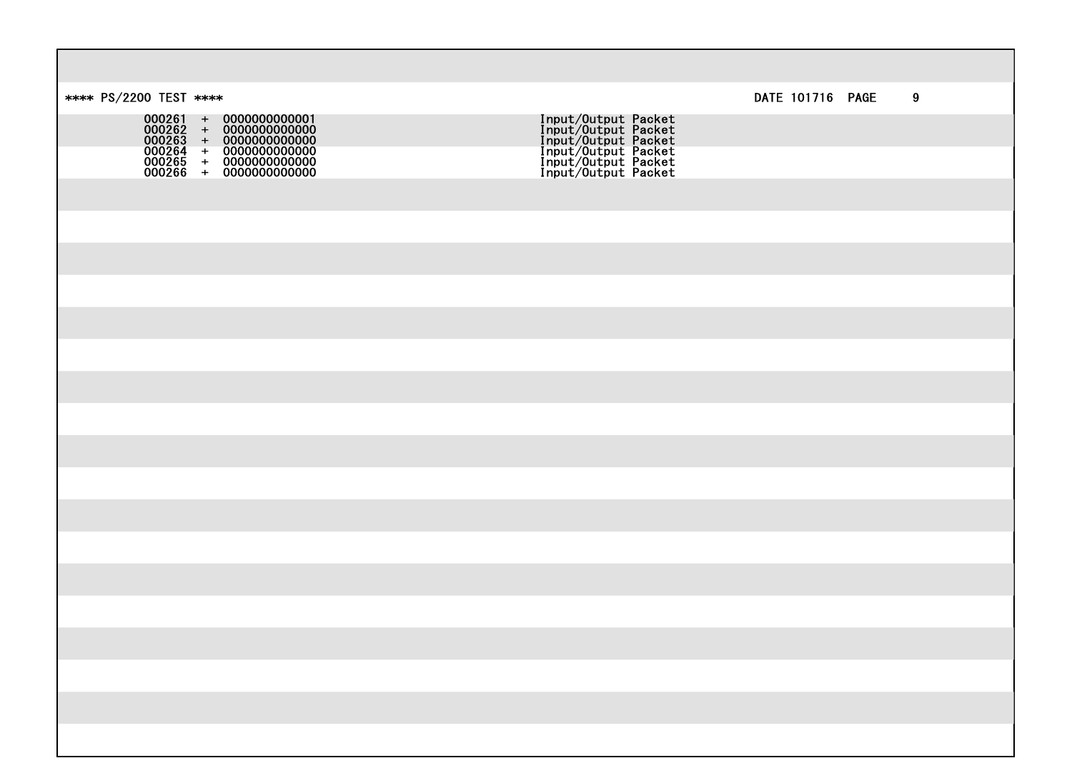**** PS/2200 TEST ****                                                    DATE 101716  PAGE     9

```
000261  +  0000000000001                              Input/Output Packet
000262  +  0000000000000                              Input/Output Packet
000263  +  0000000000000                              Input/Output Packet
000264  +  0000000000000                              Input/Output Packet
000265  +  0000000000000                              Input/Output Packet
000266  +  0000000000000                              Input/Output Packet
```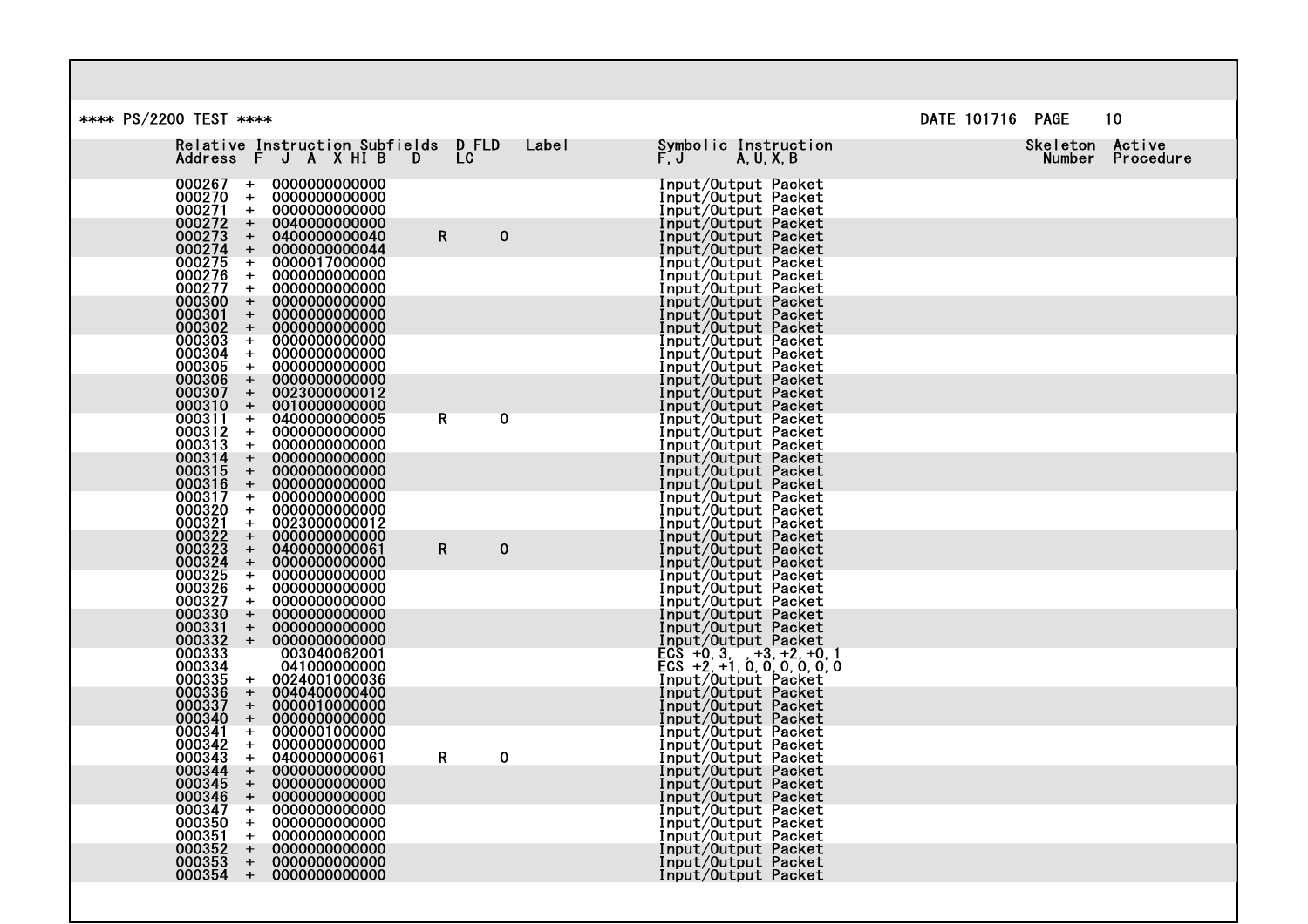**** PS/2200 TEST ****    DATE 101716  PAGE 10

| Relative Address | F J A X HI B D | D FLD | LC | Label | Symbolic Instruction F,J A,U,X,B | Skeleton Number | Active Procedure |
|---|---|---|---|---|---|---|---|
| 000267 | + 0000000000000 | | | | Input/Output Packet | | |
| 000270 | + 0000000000000 | | | | Input/Output Packet | | |
| 000271 | + 0000000000000 | | | | Input/Output Packet | | |
| 000272 | + 0040000000000 | | | | Input/Output Packet | | |
| 000273 | + 0400000000040 | R | 0 | | Input/Output Packet | | |
| 000274 | + 0000000000044 | | | | Input/Output Packet | | |
| 000275 | + 0000017000000 | | | | Input/Output Packet | | |
| 000276 | + 0000000000000 | | | | Input/Output Packet | | |
| 000277 | + 0000000000000 | | | | Input/Output Packet | | |
| 000300 | + 0000000000000 | | | | Input/Output Packet | | |
| 000301 | + 0000000000000 | | | | Input/Output Packet | | |
| 000302 | + 0000000000000 | | | | Input/Output Packet | | |
| 000303 | + 0000000000000 | | | | Input/Output Packet | | |
| 000304 | + 0000000000000 | | | | Input/Output Packet | | |
| 000305 | + 0000000000000 | | | | Input/Output Packet | | |
| 000306 | + 0000000000000 | | | | Input/Output Packet | | |
| 000307 | + 0023000000012 | | | | Input/Output Packet | | |
| 000310 | + 0010000000000 | | | | Input/Output Packet | | |
| 000311 | + 0400000000005 | R | 0 | | Input/Output Packet | | |
| 000312 | + 0000000000000 | | | | Input/Output Packet | | |
| 000313 | + 0000000000000 | | | | Input/Output Packet | | |
| 000314 | + 0000000000000 | | | | Input/Output Packet | | |
| 000315 | + 0000000000000 | | | | Input/Output Packet | | |
| 000316 | + 0000000000000 | | | | Input/Output Packet | | |
| 000317 | + 0000000000000 | | | | Input/Output Packet | | |
| 000320 | + 0000000000000 | | | | Input/Output Packet | | |
| 000321 | + 0023000000012 | | | | Input/Output Packet | | |
| 000322 | + 0000000000000 | | | | Input/Output Packet | | |
| 000323 | + 0400000000061 | R | 0 | | Input/Output Packet | | |
| 000324 | + 0000000000000 | | | | Input/Output Packet | | |
| 000325 | + 0000000000000 | | | | Input/Output Packet | | |
| 000326 | + 0000000000000 | | | | Input/Output Packet | | |
| 000327 | + 0000000000000 | | | | Input/Output Packet | | |
| 000330 | + 0000000000000 | | | | Input/Output Packet | | |
| 000331 | + 0000000000000 | | | | Input/Output Packet | | |
| 000332 | + 0000000000000 | | | | Input/Output Packet | | |
| 000333 | 003040062001 | | | | ECS +0,3, ,+3,+2,+0,1 | | |
| 000334 | 041000000000 | | | | ECS +2,+1,0,0,0,0,0,0 | | |
| 000335 | + 0024001000036 | | | | Input/Output Packet | | |
| 000336 | + 0040400000400 | | | | Input/Output Packet | | |
| 000337 | + 0000010000000 | | | | Input/Output Packet | | |
| 000340 | + 0000000000000 | | | | Input/Output Packet | | |
| 000341 | + 0000001000000 | | | | Input/Output Packet | | |
| 000342 | + 0000000000000 | | | | Input/Output Packet | | |
| 000343 | + 0400000000061 | R | 0 | | Input/Output Packet | | |
| 000344 | + 0000000000000 | | | | Input/Output Packet | | |
| 000345 | + 0000000000000 | | | | Input/Output Packet | | |
| 000346 | + 0000000000000 | | | | Input/Output Packet | | |
| 000347 | + 0000000000000 | | | | Input/Output Packet | | |
| 000350 | + 0000000000000 | | | | Input/Output Packet | | |
| 000351 | + 0000000000000 | | | | Input/Output Packet | | |
| 000352 | + 0000000000000 | | | | Input/Output Packet | | |
| 000353 | + 0000000000000 | | | | Input/Output Packet | | |
| 000354 | + 0000000000000 | | | | Input/Output Packet | | |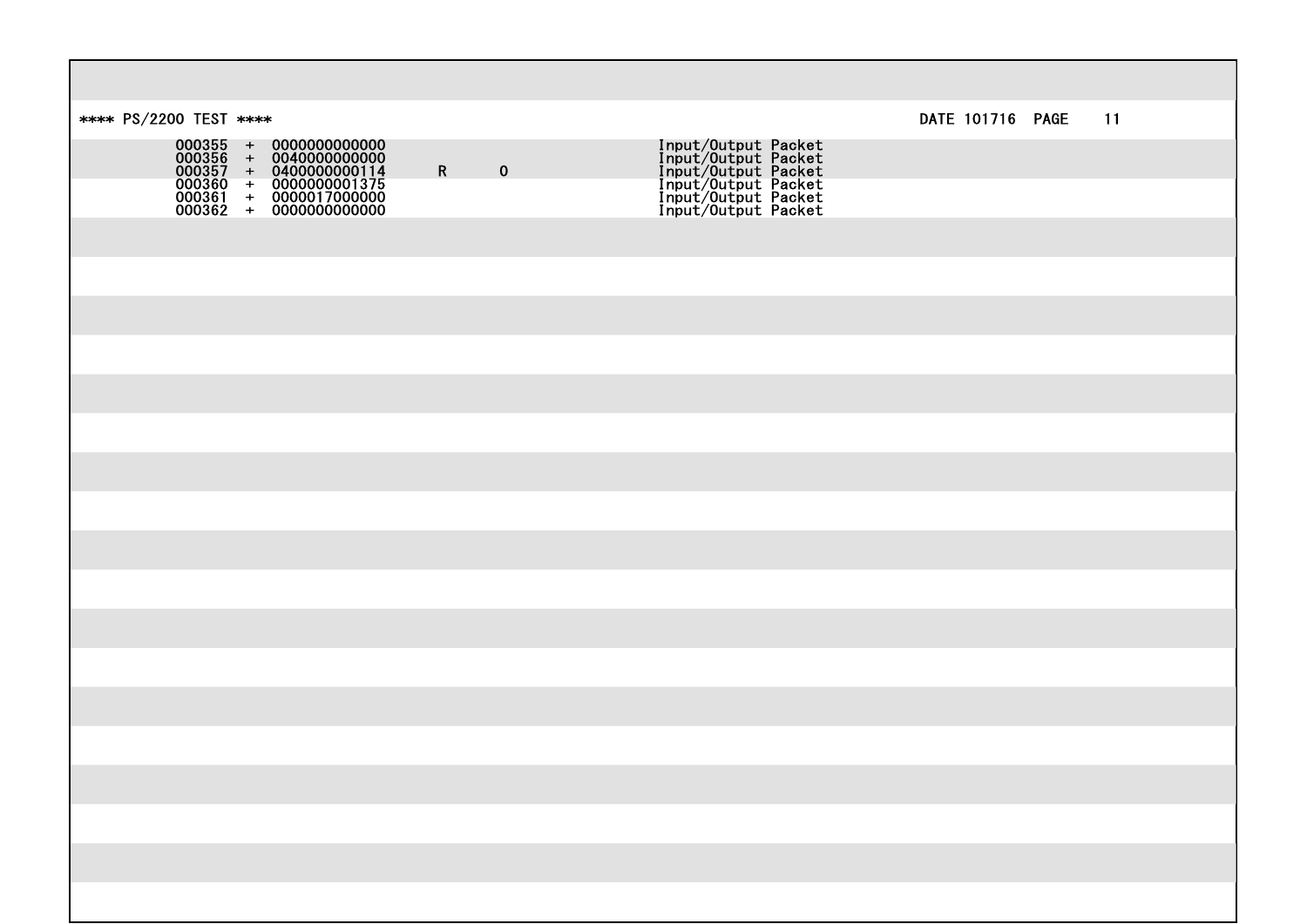**** PS/2200 TEST ****  DATE 101716  PAGE  11

```
     000355  +  0000000000000                       Input/Output Packet
     000356  +  0040000000000                       Input/Output Packet
     000357  +  0400000000114     R      0          Input/Output Packet
     000360  +  0000000001375                       Input/Output Packet
     000361  +  0000017000000                       Input/Output Packet
     000362  +  0000000000000                       Input/Output Packet
```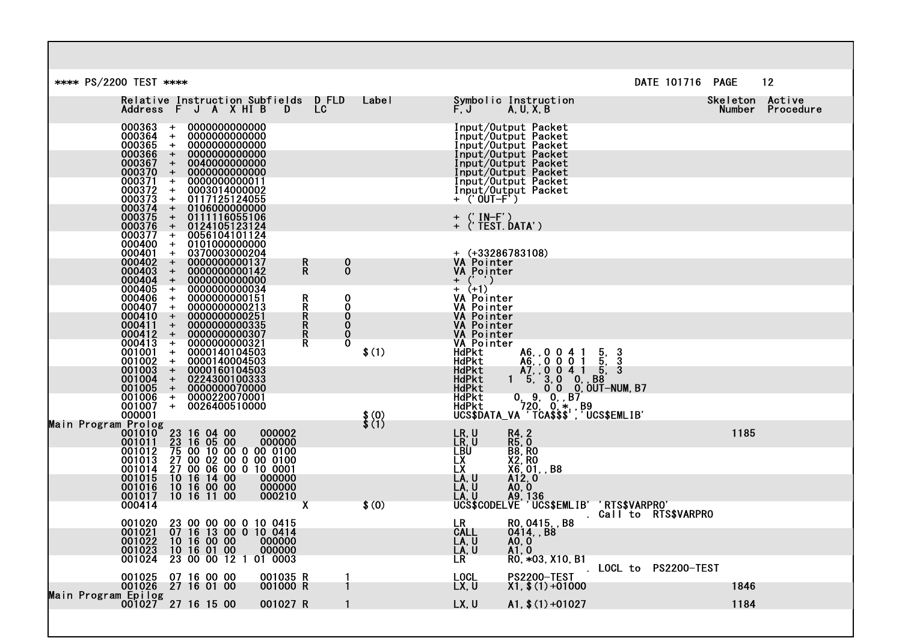```
**** PS/2200 TEST ****                                                                          DATE 101716  PAGE    12

         Relative Instruction Subfields  D FLD    Label          Symbolic Instruction                    Skeleton  Active
         Address  F  J  A  X HI B   D    LC                      F,J       A,U,X,B                        Number  Procedure

         000363  +  0000000000000                                Input/Output Packet
         000364  +  0000000000000                                Input/Output Packet
         000365  +  0000000000000                                Input/Output Packet
         000366  +  0000000000000                                Input/Output Packet
         000367  +  0040000000000                                Input/Output Packet
         000370  +  0000000000000                                Input/Output Packet
         000371  +  0000000000011                                Input/Output Packet
         000372  +  0003014000002                                Input/Output Packet
         000373  +  0117125124055                                + ('OUT-F')
         000374  +  0106000000000
         000375  +  0111116055106                                + ('IN-F')
         000376  +  0124105123124                                + ('TEST.DATA')
         000377  +  0056104101124
         000400  +  0101000000000
         000401  +  0370003000204                                + (+33286783108)
         000402  +  0000000000137       R      0                 VA Pointer
         000403  +  0000000000142       R      0                 VA Pointer
         000404  +  0000000000000                                + (' ')
         000405  +  0000000000034                                + (+1)
         000406  +  0000000000151       R      0                 VA Pointer
         000407  +  0000000000213       R      0                 VA Pointer
         000410  +  0000000000251       R      0                 VA Pointer
         000411  +  0000000000335       R      0                 VA Pointer
         000412  +  0000000000307       R      0                 VA Pointer
         000413  +  0000000000321       R      0                 VA Pointer
         001001  +  0000140104503                       $(1)     HdPkt      A6,,0 0 4 1  5, 3
         001002  +  0000140004503                                HdPkt      A6,,0 0 0 1  5, 3
         001003  +  0000160104503                                HdPkt      A7,,0 0 4 1  5, 3
         001004  +  0224300100333                                HdPkt    1  5, 3,0  0,,B8
         001005  +  0000000070000                                HdPkt         0 0  0,OUT-NUM,B7
         001006  +  0000220070001                                HdPkt      0, 9, 0,,B7
         001007  +  0026400510000                                HdPkt       720, 0,*,,B9
         000001                                         $(0)     UCS$DATA_VA 'TCA$$$','UCS$EMLIB'
Main Program Prolog                                     $(1)
         001010  23 16 04 00      000002                         LR,U       R4,2                          1185
         001011  23 16 05 00      000000                         LR,U       R5,0
         001012  75 00 10 00 0 00 0100                           LBU        B8,R0
         001013  27 00 02 00 0 00 0100                           LX         X2,R0
         001014  27 00 06 00 0 10 0001                           LX         X6,01,,B8
         001015  10 16 14 00      000000                         LA,U       A12,0
         001016  10 16 00 00      000000                         LA,U       A0,0
         001017  10 16 11 00      000210                         LA,U       A9,136
         000414                         X               $(0)     UCS$CODELVE 'UCS$EMLIB' 'RTS$VARPRO'
                                                                            . Call to  RTS$VARPRO
         001020  23 00 00 00 0 10 0415                           LR         R0,0415,,B8
         001021  07 16 13 00 0 10 0414                           CALL       0414,,B8
         001022  10 16 00 00      000000                         LA,U       A0,0
         001023  10 16 01 00      000000                         LA,U       A1,0
         001024  23 00 00 12 1 01 0003                           LR         R0,*03,X10,B1
                                                                            . LOCL to  PS2200-TEST
         001025  07 16 00 00      001035 R     1                 LOCL       PS2200-TEST
         001026  27 16 01 00      001000 R     1                 LX,U       X1,$(1)+01000                 1846
Main Program Epilog
         001027  27 16 15 00      001027 R     1                 LX,U       A1,$(1)+01027                 1184
```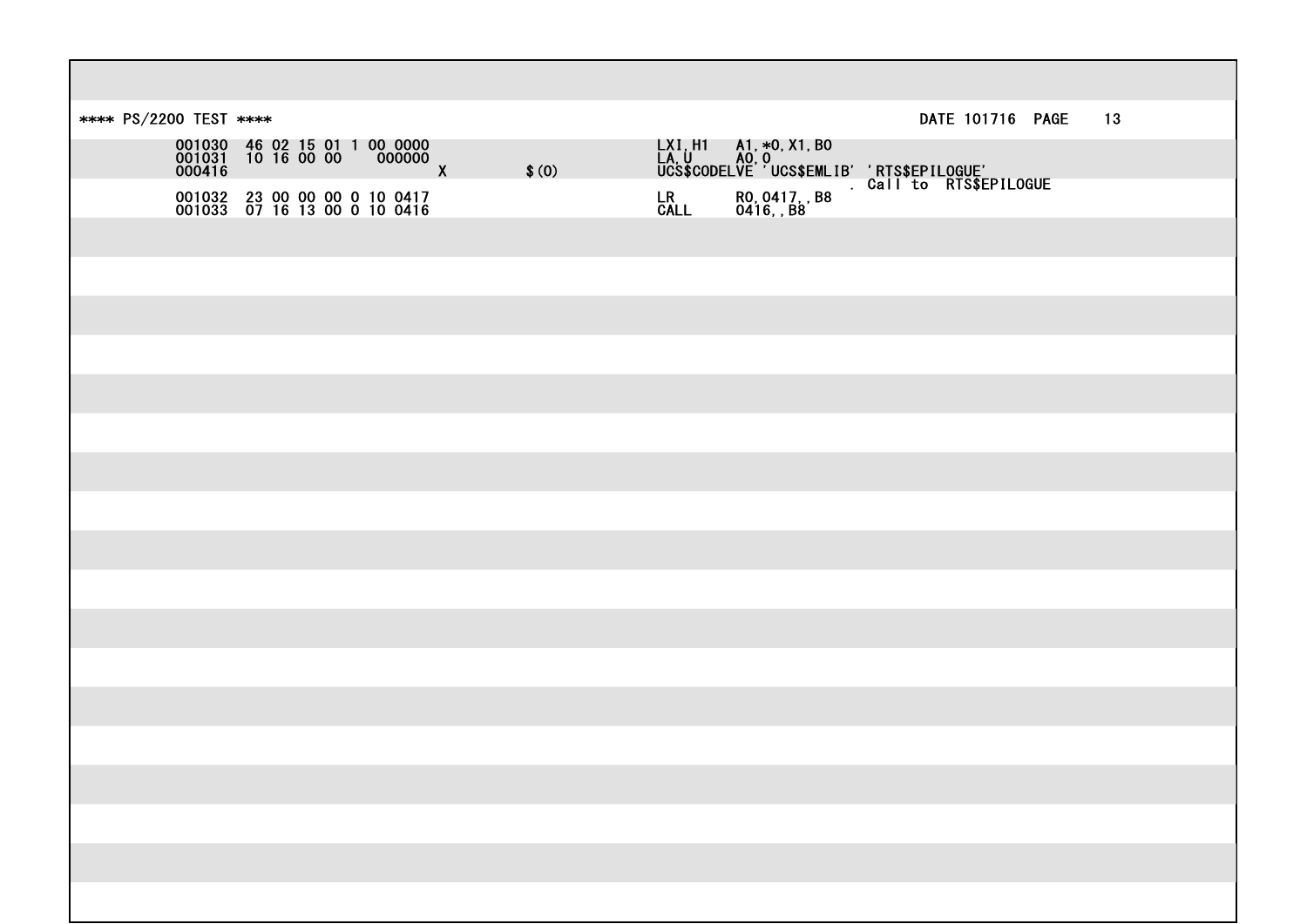```
**** PS/2200 TEST ****                                                                     DATE 101716  PAGE   13

            001030  46 02 15 01 1 00 0000                              LXI,H1    A1,*0,X1,B0
            001031  10 16 00 00    000000                              LA,U      A0,0
            000416                         X           $(0)            UCS$CODELVE 'UCS$EMLIB'  'RTS$EPILOGUE'
                                                                                            . Call to  RTS$EPILOGUE
            001032  23 00 00 00 0 10 0417                              LR        R0,0417,,B8
            001033  07 16 13 00 0 10 0416                              CALL      0416,,B8
```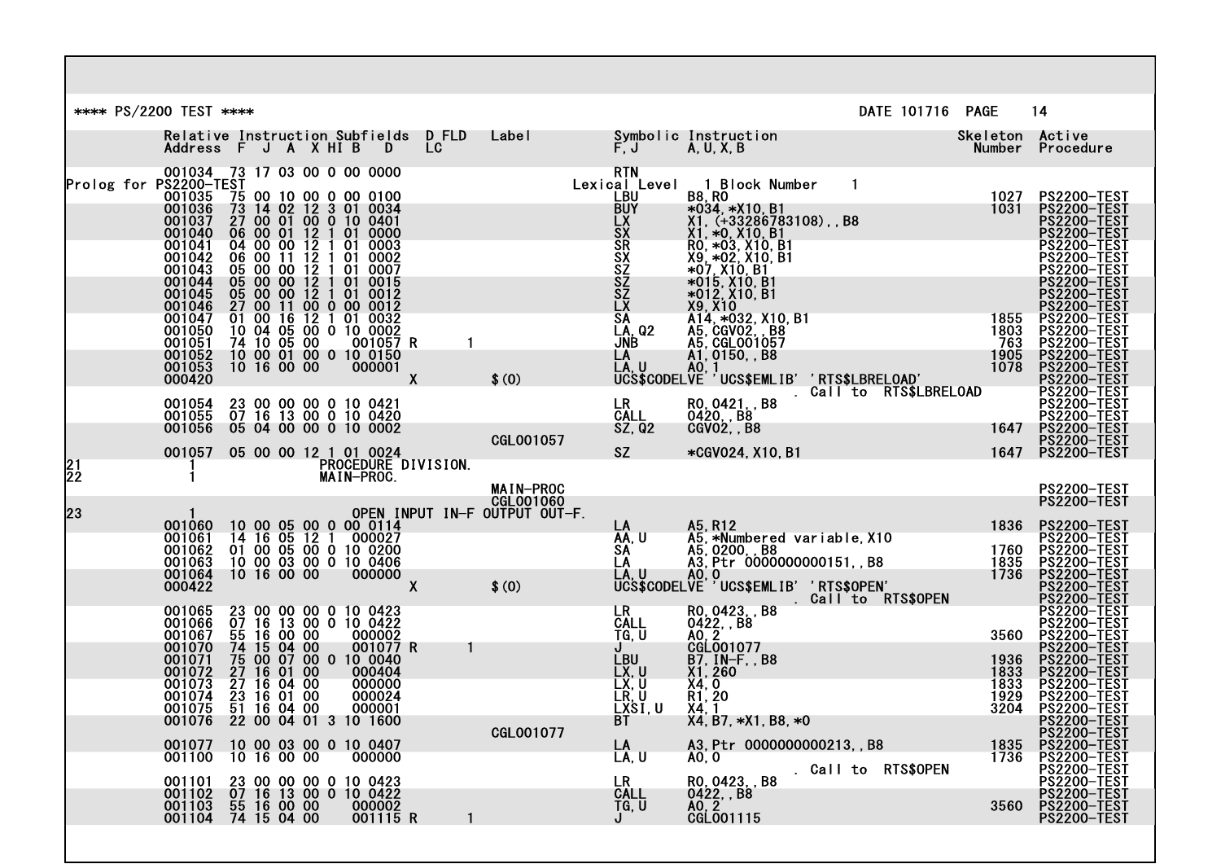```
**** PS/2200 TEST ****                                                                               DATE 101716  PAGE    14

          Relative Instruction Subfields  D FLD   Label           Symbolic Instruction                       Skeleton  Active
          Address  F  J  A  X HI B   D    LC                      F,J      A,U,X,B                            Number   Procedure

          001034   73 17 03 00 0 00 0000                           RTN
Prolog for PS2200-TEST                                            Lexical Level   1 Block Number   1
          001035   75 00 10 00 0 00 0100                           LBU      B8,R0                              1027   PS2200-TEST
          001036   73 14 02 12 3 01 0034                           BUY      *034,*X10,B1                       1031   PS2200-TEST
          001037   27 00 01 00 0 10 0401                           LX       X1,(+33286783108),,B8                     PS2200-TEST
          001040   06 00 01 12 1 01 0000                           SX       X1,*0,X10,B1                              PS2200-TEST
          001041   04 00 00 12 1 01 0003                           SR       R0,*03,X10,B1                             PS2200-TEST
          001042   06 00 11 12 1 01 0002                           SX       X9,*02,X10,B1                             PS2200-TEST
          001043   05 00 00 12 1 01 0007                           SZ       *07,X10,B1                                PS2200-TEST
          001044   05 00 00 12 1 01 0015                           SZ       *015,X10,B1                               PS2200-TEST
          001045   05 00 00 12 1 01 0012                           SZ       *012,X10,B1                               PS2200-TEST
          001046   27 00 11 00 0 00 0012                           LX       X9,X10                                    PS2200-TEST
          001047   01 00 16 12 1 01 0032                           SA       A14,*032,X10,B1                    1855   PS2200-TEST
          001050   10 04 05 00 0 10 0002                           LA,Q2    A5,CGV02,,B8                       1803   PS2200-TEST
          001051   74 10 05 00    001057 R      1                  JNB      A5,CGL001057                        763   PS2200-TEST
          001052   10 00 01 00 0 10 0150                           LA       A1,0150,,B8                        1905   PS2200-TEST
          001053   10 16 00 00    000001                           LA,U     A0,1                               1078   PS2200-TEST
          000420                        X         $(0)             UCS$CODELVE 'UCS$EMLIB'  'RTS$LBRELOAD'            PS2200-TEST
                                                                                  . Call to  RTS$LBRELOAD             PS2200-TEST
          001054   23 00 00 00 0 10 0421                           LR       R0,0421,,B8                               PS2200-TEST
          001055   07 16 13 00 0 10 0420                           CALL     0420,,B8                                  PS2200-TEST
          001056   05 04 00 00 0 10 0002                           SZ,Q2    CGV02,,B8                          1647   PS2200-TEST
                                                  CGL001057                                                           PS2200-TEST
          001057   05 00 00 12 1 01 0024                           SZ       *CGV024,X10,B1                     1647   PS2200-TEST
21           1                PROCEDURE DIVISION.
22           1                MAIN-PROC.
                                                  MAIN-PROC                                                           PS2200-TEST
                                                  CGL001060                                                           PS2200-TEST
23           1                OPEN INPUT IN-F OUTPUT OUT-F.
          001060   10 00 05 00 0 00 0114                           LA       A5,R12                             1836   PS2200-TEST
          001061   14 16 05 12 1  000027                           AA,U     A5,*Numbered variable,X10                 PS2200-TEST
          001062   01 00 05 00 0 10 0200                           SA       A5,0200,,B8                        1760   PS2200-TEST
          001063   10 00 03 00 0 10 0406                           LA       A3,Ptr 0000000000151,,B8           1835   PS2200-TEST
          001064   10 16 00 00    000000                           LA,U     A0,0                               1736   PS2200-TEST
          000422                        X         $(0)             UCS$CODELVE 'UCS$EMLIB'  'RTS$OPEN'                PS2200-TEST
                                                                                  . Call to  RTS$OPEN                 PS2200-TEST
          001065   23 00 00 00 0 10 0423                           LR       R0,0423,,B8                               PS2200-TEST
          001066   07 16 13 00 0 10 0422                           CALL     0422,,B8                                  PS2200-TEST
          001067   55 16 00 00    000002                           TG,U     A0,2                               3560   PS2200-TEST
          001070   74 15 04 00    001077 R      1                  J        CGL001077                                 PS2200-TEST
          001071   75 00 07 00 0 10 0040                           LBU      B7,IN-F,,B8                        1936   PS2200-TEST
          001072   27 16 01 00    000404                           LX,U     X1,260                             1833   PS2200-TEST
          001073   27 16 04 00    000000                           LX,U     X4,0                               1833   PS2200-TEST
          001074   23 16 01 00    000024                           LR,U     R1,20                              1929   PS2200-TEST
          001075   51 16 04 00    000001                           LXSI,U   X4,1                               3204   PS2200-TEST
          001076   22 00 04 01 3 10 1600                           BT       X4,B7,*X1,B8,*0                           PS2200-TEST
                                                  CGL001077                                                           PS2200-TEST
          001077   10 00 03 00 0 10 0407                           LA       A3,Ptr 0000000000213,,B8           1835   PS2200-TEST
          001100   10 16 00 00    000000                           LA,U     A0,0                               1736   PS2200-TEST
                                                                                  . Call to  RTS$OPEN                 PS2200-TEST
          001101   23 00 00 00 0 10 0423                           LR       R0,0423,,B8                               PS2200-TEST
          001102   07 16 13 00 0 10 0422                           CALL     0422,,B8                                  PS2200-TEST
          001103   55 16 00 00    000002                           TG,U     A0,2                               3560   PS2200-TEST
          001104   74 15 04 00    001115 R      1                  J        CGL001115                                 PS2200-TEST
```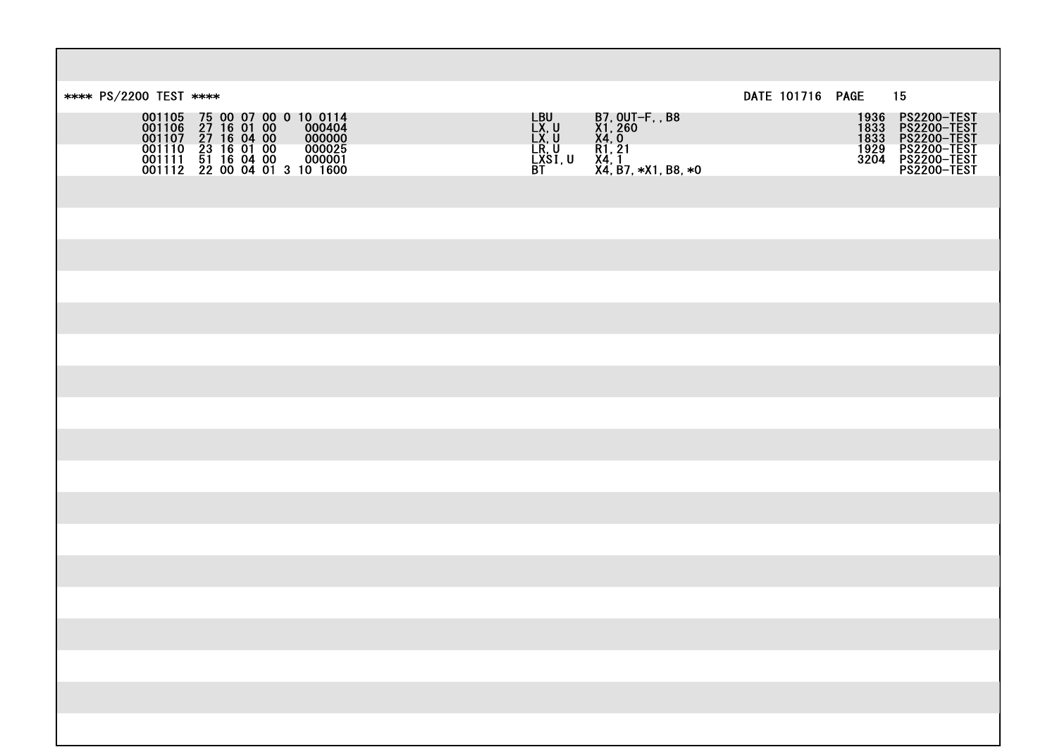```
**** PS/2200 TEST ****                                                                         DATE 101716  PAGE   15
         001105  75 00 07 00 0 10 0114                    LBU      B7,OUT-F,,B8                          1936  PS2200-TEST
         001106  27 16 01 00    000404                    LX,U     X1,260                                1833  PS2200-TEST
         001107  27 16 04 00    000000                    LX,U     X4,0                                  1833  PS2200-TEST
         001110  23 16 01 00    000025                    LR,U     R1,21                                 1929  PS2200-TEST
         001111  51 16 04 00    000001                    LXSI,U   X4,1                                  3204  PS2200-TEST
         001112  22 00 04 01 3 10 1600                    BT       X4,B7,*X1,B8,*0                             PS2200-TEST
```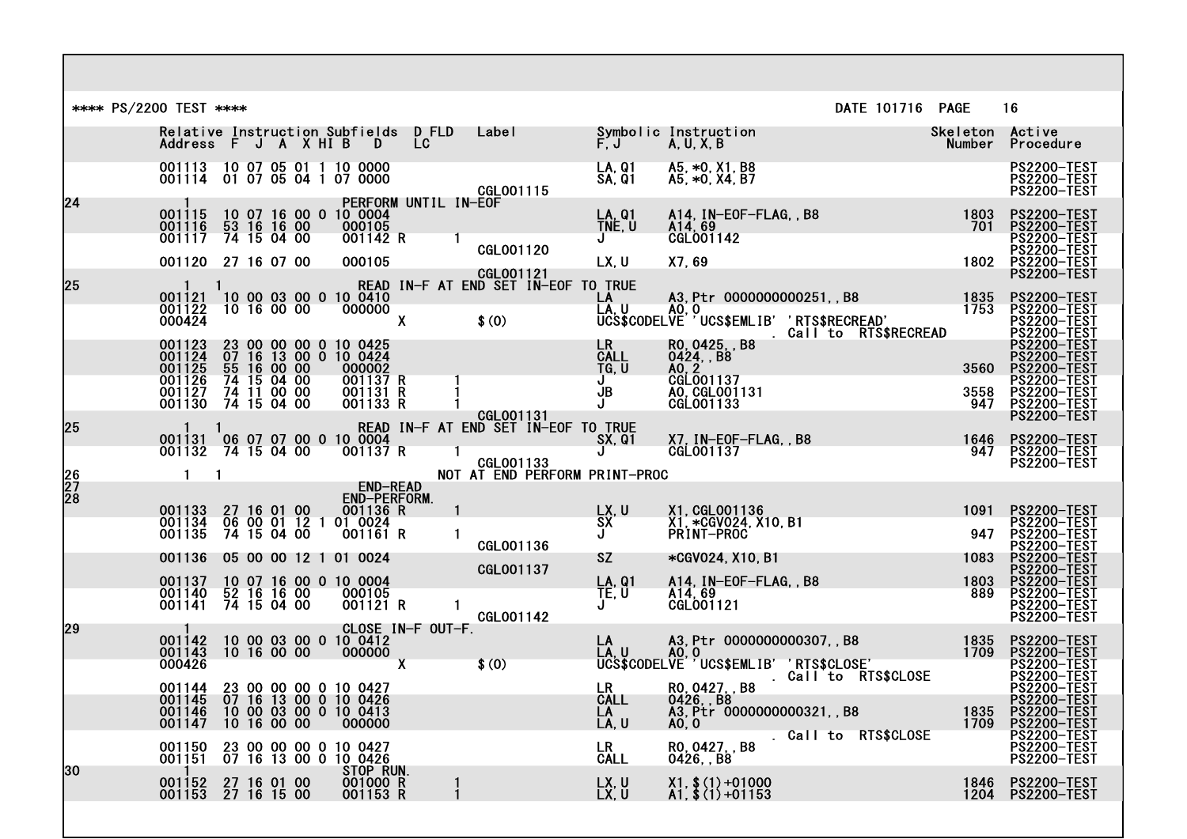```
**** PS/2200 TEST ****                                                                          DATE 101716  PAGE    16

          Relative Instruction Subfields  D FLD   Label            Symbolic Instruction                   Skeleton  Active
          Address  F  J  A  X HI B   D    LC                       F,J      A,U,X,B                         Number  Procedure

          001113  10 07 05 01 1 10 0000                             LA,Q1    A5,*0,X1,B8                              PS2200-TEST
          001114  01 07 05 04 1 07 0000                             SA,Q1    A5,*0,X4,B7                              PS2200-TEST
                                                  CGL001115                                                         PS2200-TEST
24           1              PERFORM UNTIL IN-EOF
          001115  10 07 16 00 0 10 0004                             LA,Q1    A14,IN-EOF-FLAG,,B8              1803  PS2200-TEST
          001116  53 16 16 00    000105                             TNE,U    A14,69                            701  PS2200-TEST
          001117  74 15 04 00    001142 R     1                     J        CGL001142                              PS2200-TEST
                                                  CGL001120                                                         PS2200-TEST
          001120  27 16 07 00    000105                             LX,U     X7,69                            1802  PS2200-TEST
                                                  CGL001121                                                         PS2200-TEST
25           1  1                READ IN-F AT END SET IN-EOF TO TRUE
          001121  10 00 03 00 0 10 0410                             LA       A3,Ptr 0000000000251,,B8         1835  PS2200-TEST
          001122  10 16 00 00    000000                             LA,U     A0,0                             1753  PS2200-TEST
          000424                        X         $(0)              UCS$CODELVE 'UCS$EMLIB' 'RTS$RECREAD'           PS2200-TEST
                                                                             . Call to  RTS$RECREAD                 PS2200-TEST
          001123  23 00 00 00 0 10 0425                             LR       R0,0425,,B8                            PS2200-TEST
          001124  07 16 13 00 0 10 0424                             CALL     0424,,B8                               PS2200-TEST
          001125  55 16 00 00    000002                             TG,U     A0,2                             3560  PS2200-TEST
          001126  74 15 04 00    001137 R     1                     J        CGL001137                              PS2200-TEST
          001127  74 11 00 00    001131 R     1                     JB       A0,CGL001131                     3558  PS2200-TEST
          001130  74 15 04 00    001133 R     1                     J        CGL001133                         947  PS2200-TEST
                                                  CGL001131                                                         PS2200-TEST
25           1  1                READ IN-F AT END SET IN-EOF TO TRUE
          001131  06 07 07 00 0 10 0004                             SX,Q1    X7,IN-EOF-FLAG,,B8               1646  PS2200-TEST
          001132  74 15 04 00    001137 R     1                     J        CGL001137                         947  PS2200-TEST
                                                  CGL001133                                                         PS2200-TEST
26           1  1                                 NOT AT END PERFORM PRINT-PROC
27                              END-READ
28                              END-PERFORM.
          001133  27 16 01 00    001136 R     1                     LX,U     X1,CGL001136                     1091  PS2200-TEST
          001134  06 00 01 12 1 01 0024                             SX       X1,*CGV024,X10,B1                      PS2200-TEST
          001135  74 15 04 00    001161 R     1                     J        PRINT-PROC                        947  PS2200-TEST
                                                  CGL001136                                                         PS2200-TEST
          001136  05 00 00 12 1 01 0024                             SZ       *CGV024,X10,B1                   1083  PS2200-TEST
                                                  CGL001137                                                         PS2200-TEST
          001137  10 07 16 00 0 10 0004                             LA,Q1    A14,IN-EOF-FLAG,,B8              1803  PS2200-TEST
          001140  52 16 16 00    000105                             TE,U     A14,69                            889  PS2200-TEST
          001141  74 15 04 00    001121 R     1                     J        CGL001121                              PS2200-TEST
                                                  CGL001142                                                         PS2200-TEST
29           1              CLOSE IN-F OUT-F.
          001142  10 00 03 00 0 10 0412                             LA       A3,Ptr 0000000000307,,B8         1835  PS2200-TEST
          001143  10 16 00 00    000000                             LA,U     A0,0                             1709  PS2200-TEST
          000426                        X         $(0)              UCS$CODELVE 'UCS$EMLIB' 'RTS$CLOSE'             PS2200-TEST
                                                                             . Call to  RTS$CLOSE                   PS2200-TEST
          001144  23 00 00 00 0 10 0427                             LR       R0,0427,,B8                            PS2200-TEST
          001145  07 16 13 00 0 10 0426                             CALL     0426,,B8                               PS2200-TEST
          001146  10 00 03 00 0 10 0413                             LA       A3,Ptr 0000000000321,,B8         1835  PS2200-TEST
          001147  10 16 00 00    000000                             LA,U     A0,0                             1709  PS2200-TEST
                                                                             . Call to  RTS$CLOSE                   PS2200-TEST
          001150  23 00 00 00 0 10 0427                             LR       R0,0427,,B8                            PS2200-TEST
          001151  07 16 13 00 0 10 0426                             CALL     0426,,B8                               PS2200-TEST
30           1              STOP RUN.
          001152  27 16 01 00    001000 R     1                     LX,U     X1,$(1)+01000                    1846  PS2200-TEST
          001153  27 16 15 00    001153 R     1                     LX,U     A1,$(1)+01153                    1204  PS2200-TEST
```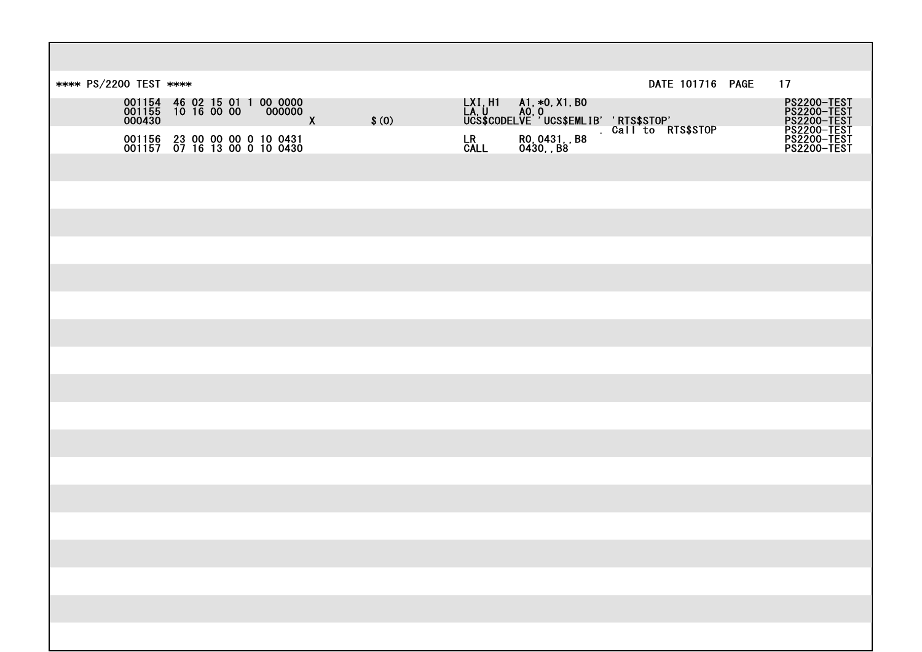```
**** PS/2200 TEST ****                                                                                          DATE 101716  PAGE    17
          001154  46 02 15 01 1 00 0000                               LXI,H1     A1,*0,X1,B0                          PS2200-TEST
          001155  10 16 00 00    000000                               LA,U       A0,0                                 PS2200-TEST
          000430                          X           $(0)            UCS$CODELVE 'UCS$EMLIB' 'RTS$STOP'              PS2200-TEST
                                                                                       . Call to  RTS$STOP            PS2200-TEST
          001156  23 00 00 00 0 10 0431                               LR         R0,0431,,B8                          PS2200-TEST
          001157  07 16 13 00 0 10 0430                               CALL       0430,,B8                             PS2200-TEST
```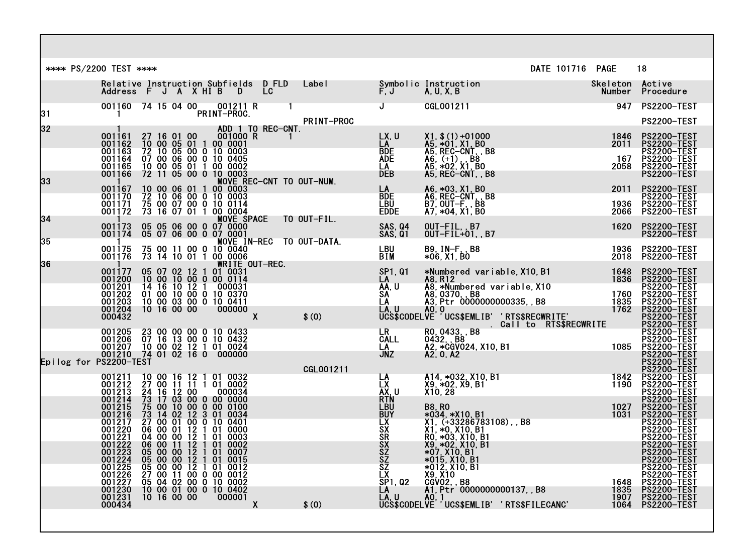```
**** PS/2200 TEST ****                                                                              DATE 101716  PAGE    18

           Relative Instruction Subfields  D FLD    Label              Symbolic Instruction                     Skeleton  Active
           Address  F  J  A  X HI B   D     LC                         F,J      A,U,X,B                          Number  Procedure

           001160  74 15 04 00    001211 R      1                      J        CGL001211                           947  PS2200-TEST
31            1                PRINT-PROC.
                                                    PRINT-PROC                                                         PS2200-TEST
32            1                   ADD 1 TO REC-CNT.
           001161  27 16 01 00    001000 R      1                      LX,U     X1,$(1)+01000                      1846  PS2200-TEST
           001162  10 00 05 01 1 00 0001                               LA       A5,*01,X1,B0                       2011  PS2200-TEST
           001163  72 10 05 00 0 10 0003                               BDE      A5,REC-CNT,,B8                           PS2200-TEST
           001164  07 00 06 00 0 10 0405                               ADE      A6,(+1),,B8                         167  PS2200-TEST
           001165  10 00 05 01 1 00 0002                               LA       A5,*02,X1,B0                       2058  PS2200-TEST
           001166  72 11 05 00 0 10 0003                               DEB      A5,REC-CNT,,B8                           PS2200-TEST
33            1                   MOVE REC-CNT TO OUT-NUM.
           001167  10 00 06 01 1 00 0003                               LA       A6,*03,X1,B0                       2011  PS2200-TEST
           001170  72 10 06 00 0 10 0003                               BDE      A6,REC-CNT,,B8                           PS2200-TEST
           001171  75 00 07 00 0 10 0114                               LBU      B7,OUT-F,,B8                       1936  PS2200-TEST
           001172  73 16 07 01 1 00 0004                               EDDE     A7,*04,X1,B0                       2066  PS2200-TEST
34            1                   MOVE SPACE   TO OUT-FIL.
           001173  05 05 06 00 0 07 0000                               SAS,Q4   OUT-FIL,,B7                        1620  PS2200-TEST
           001174  05 07 06 00 0 07 0001                               SAS,Q1   OUT-FIL+01,,B7                           PS2200-TEST
35            1                   MOVE IN-REC  TO OUT-DATA.
           001175  75 00 11 00 0 10 0040                               LBU      B9,IN-F,,B8                        1936  PS2200-TEST
           001176  73 14 10 01 1 00 0006                               BIM      *06,X1,B0                          2018  PS2200-TEST
36            1                   WRITE OUT-REC.
           001177  05 07 02 12 1 01 0031                               SP1,Q1   *Numbered variable,X10,B1          1648  PS2200-TEST
           001200  10 00 10 00 0 00 0114                               LA       A8,R12                             1836  PS2200-TEST
           001201  14 16 10 12 1  000031                               AA,U     A8,*Numbered variable,X10                PS2200-TEST
           001202  01 00 10 00 0 10 0370                               SA       A8,0370,,B8                        1760  PS2200-TEST
           001203  10 00 03 00 0 10 0411                               LA       A3,Ptr 0000000000335,,B8           1835  PS2200-TEST
           001204  10 16 00 00    000000                               LA,U     A0,0                               1762  PS2200-TEST
           000432                             X        $(0)            UCS$CODELVE 'UCS$EMLIB' 'RTS$RECWRITE'            PS2200-TEST
                                                                                . Call to  RTS$RECWRITE                  PS2200-TEST
           001205  23 00 00 00 0 10 0433                               LR       R0,0433,,B8                              PS2200-TEST
           001206  07 16 13 00 0 10 0432                               CALL     0432,,B8                                 PS2200-TEST
           001207  10 00 02 12 1 01 0024                               LA       A2,*CGV024,X10,B1                  1085  PS2200-TEST
           001210  74 01 02 16 0  000000                               JNZ      A2,0,A2                                  PS2200-TEST
Epilog for PS2200-TEST                                                                                                   PS2200-TEST
                                                    CGL001211                                                            PS2200-TEST
           001211  10 00 16 12 1 01 0032                               LA       A14,*032,X10,B1                    1842  PS2200-TEST
           001212  27 00 11 11 1 01 0002                               LX       X9,*02,X9,B1                       1190  PS2200-TEST
           001213  24 16 12 00    000034                               AX,U     X10,28                                   PS2200-TEST
           001214  73 17 03 00 0 00 0000                               RTN                                               PS2200-TEST
           001215  75 00 10 00 0 00 0100                               LBU      B8,R0                              1027  PS2200-TEST
           001216  73 14 02 12 3 01 0034                               BUY      *034,*X10,B1                       1031  PS2200-TEST
           001217  27 00 01 00 0 10 0401                               LX       X1,(+33286783108),,B8                    PS2200-TEST
           001220  06 00 01 12 1 01 0000                               SX       X1,*0,X10,B1                             PS2200-TEST
           001221  04 00 00 12 1 01 0003                               SR       R0,*03,X10,B1                            PS2200-TEST
           001222  06 00 11 12 1 01 0002                               SX       X9,*02,X10,B1                            PS2200-TEST
           001223  05 00 00 12 1 01 0007                               SZ       *07,X10,B1                               PS2200-TEST
           001224  05 00 00 12 1 01 0015                               SZ       *015,X10,B1                              PS2200-TEST
           001225  05 00 00 12 1 01 0012                               SZ       *012,X10,B1                              PS2200-TEST
           001226  27 00 11 00 0 00 0012                               LX       X9,X10                                   PS2200-TEST
           001227  05 04 02 00 0 10 0002                               SP1,Q2   CGV02,,B8                          1648  PS2200-TEST
           001230  10 00 01 00 0 10 0402                               LA       A1,Ptr 0000000000137,,B8           1835  PS2200-TEST
           001231  10 16 00 00    000001                               LA,U     A0,1                               1907  PS2200-TEST
           000434                             X        $(0)            UCS$CODELVE 'UCS$EMLIB' 'RTS$FILECANC'      1064  PS2200-TEST
```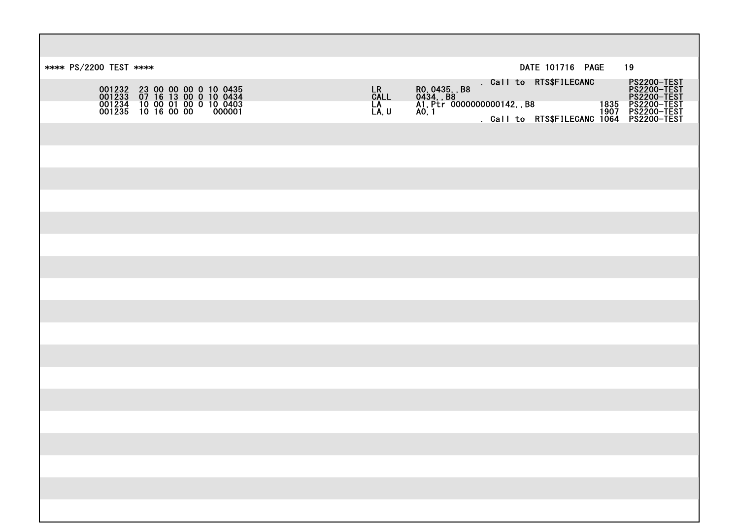```
**** PS/2200 TEST ****                                                                        DATE 101716  PAGE    19

                                                                        . Call to  RTS$FILECANC        PS2200-TEST
        001232  23 00 00 00 0 10 0435               LR      R0,0435,,B8                                PS2200-TEST
        001233  07 16 13 00 0 10 0434               CALL    0434,,B8                                   PS2200-TEST
        001234  10 00 01 00 0 10 0403               LA      A1,Ptr 0000000000142,,B8              1835 PS2200-TEST
        001235  10 16 00 00    000001               LA,U    A0,1                                  1907 PS2200-TEST
                                                                        . Call to  RTS$FILECANC 1064 PS2200-TEST
```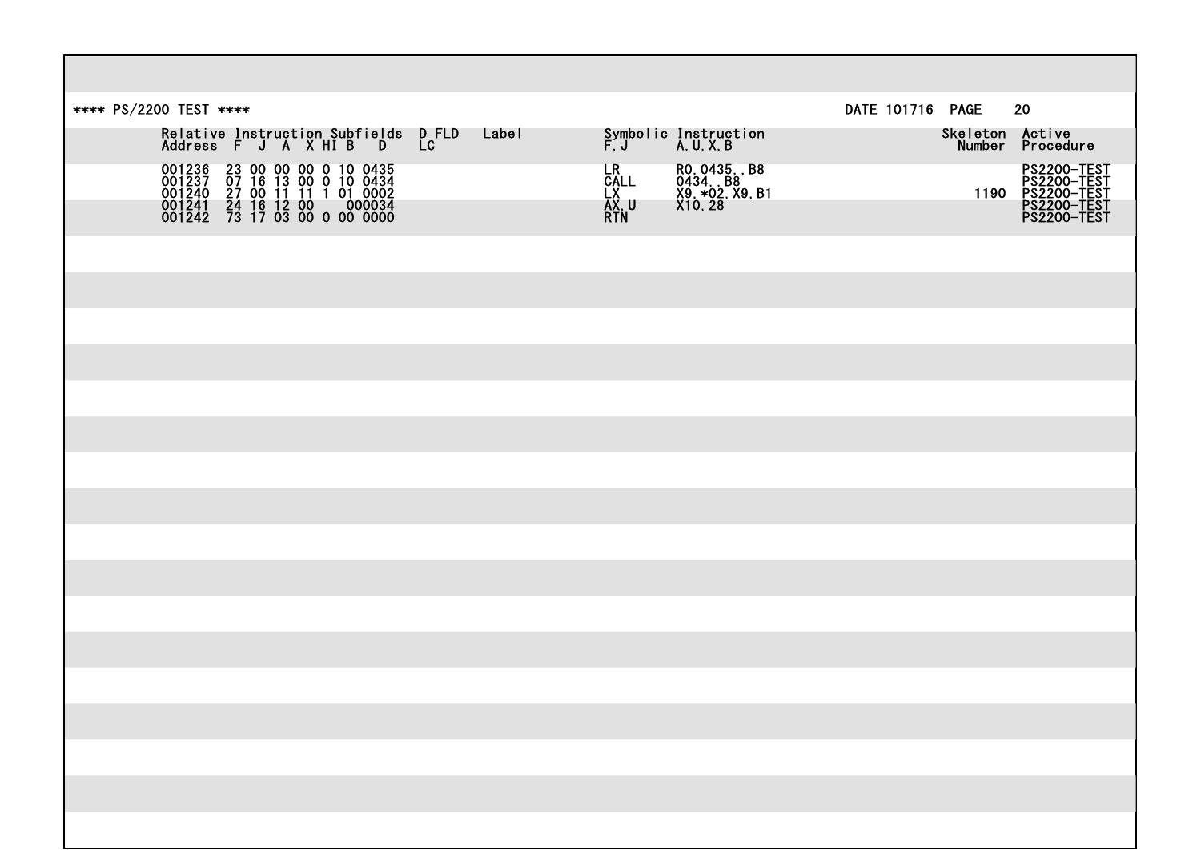**** PS/2200 TEST ****                                                                                DATE 101716  PAGE    20

```
          Relative Instruction Subfields  D FLD    Label                Symbolic Instruction                           Skeleton  Active
          Address  F  J  A  X HI B  D      LC                            F,J      A,U,X,B                               Number  Procedure

          001236  23 00 00 00 0 10 0435                                 LR       R0,0435,,B8                                    PS2200-TEST
          001237  07 16 13 00 0 10 0434                                 CALL     0434,,B8                                       PS2200-TEST
          001240  27 00 11 11 1 01 0002                                 LX       X9,*02,X9,B1                            1190   PS2200-TEST
          001241  24 16 12 00    000034                                 AX,U     X10,28                                         PS2200-TEST
          001242  73 17 03 00 0 00 0000                                 RTN                                                     PS2200-TEST
```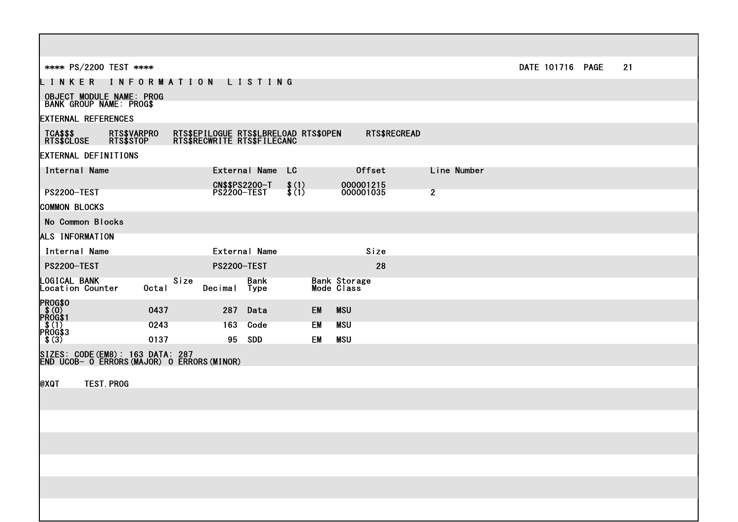```
**** PS/2200 TEST ****                                                                    DATE 101716  PAGE    21
L I N K E R   I N F O R M A T I O N   L I S T I N G

 OBJECT MODULE NAME: PROG
 BANK GROUP NAME: PROG$

EXTERNAL REFERENCES

 TCA$$$         RTS$VARPRO    RTS$EPILOGUE RTS$LBRELOAD RTS$OPEN      RTS$RECREAD
 RTS$CLOSE      RTS$STOP      RTS$RECWRITE RTS$FILECANC

EXTERNAL DEFINITIONS

 Internal Name                      External Name  LC          Offset          Line Number

                                    CN$$PS2200-T   $(1)        000001215
 PS2200-TEST                        PS2200-TEST    $(1)        000001035       2

COMMON BLOCKS

 No Common Blocks

ALS INFORMATION

 Internal Name                      External Name                  Size

 PS2200-TEST                        PS2200-TEST                      28

LOGICAL BANK                  Size           Bank         Bank Storage
Location Counter      Octal        Decimal   Type         Mode Class

PROG$0
 $(0)                 0437            287    Data         EM   MSU
PROG$1
 $(1)                 0243            163    Code         EM   MSU
PROG$3
 $(3)                 0137             95    SDD          EM   MSU

SIZES: CODE(EM8): 163 DATA: 287
END UCOB- 0 ERRORS(MAJOR) 0 ERRORS(MINOR)

@XQT     TEST.PROG
```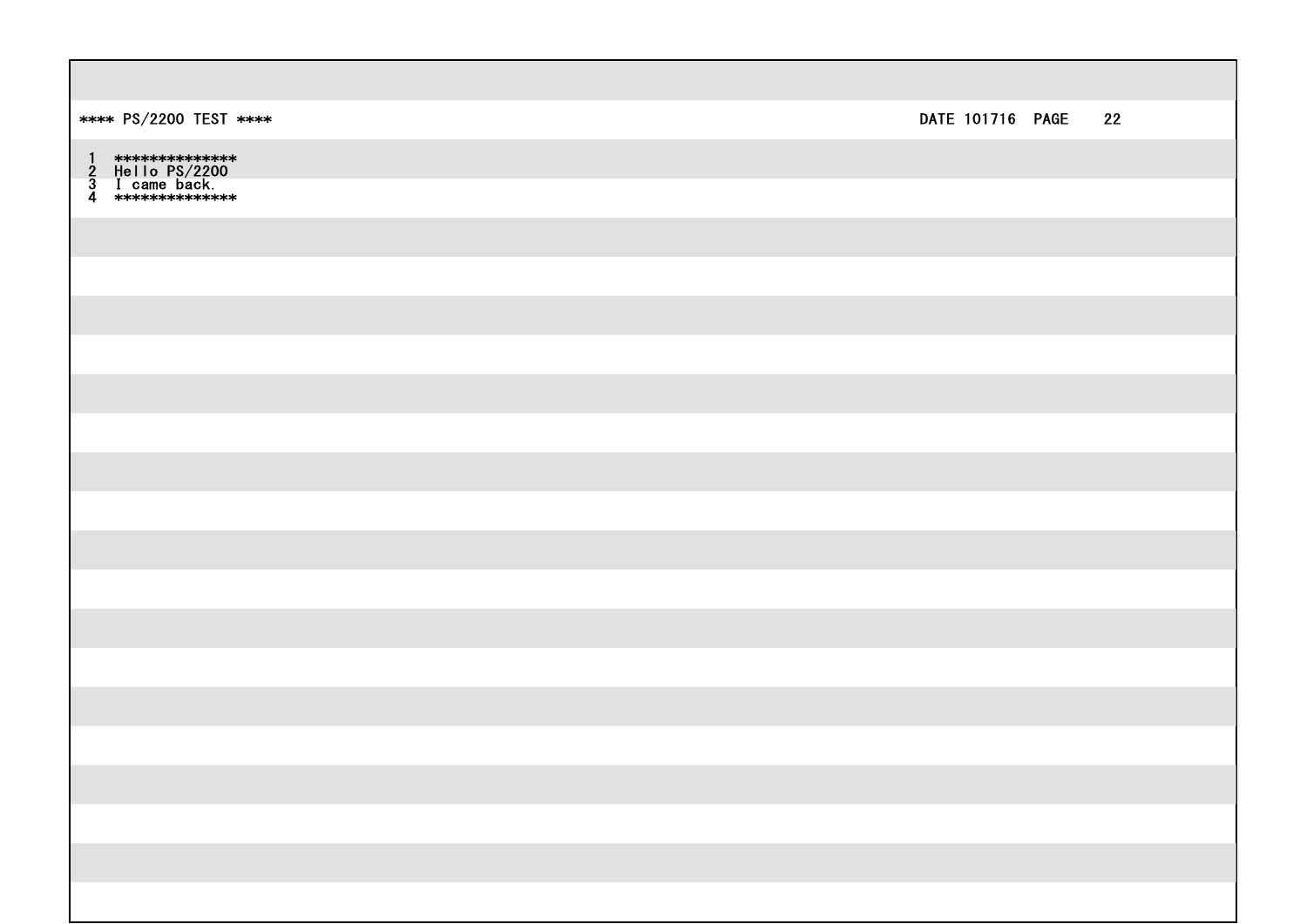```
**** PS/2200 TEST ****                                                                                    DATE 101716  PAGE    22

 1  **************
 2  Hello PS/2200
 3  I came back.
 4  **************
```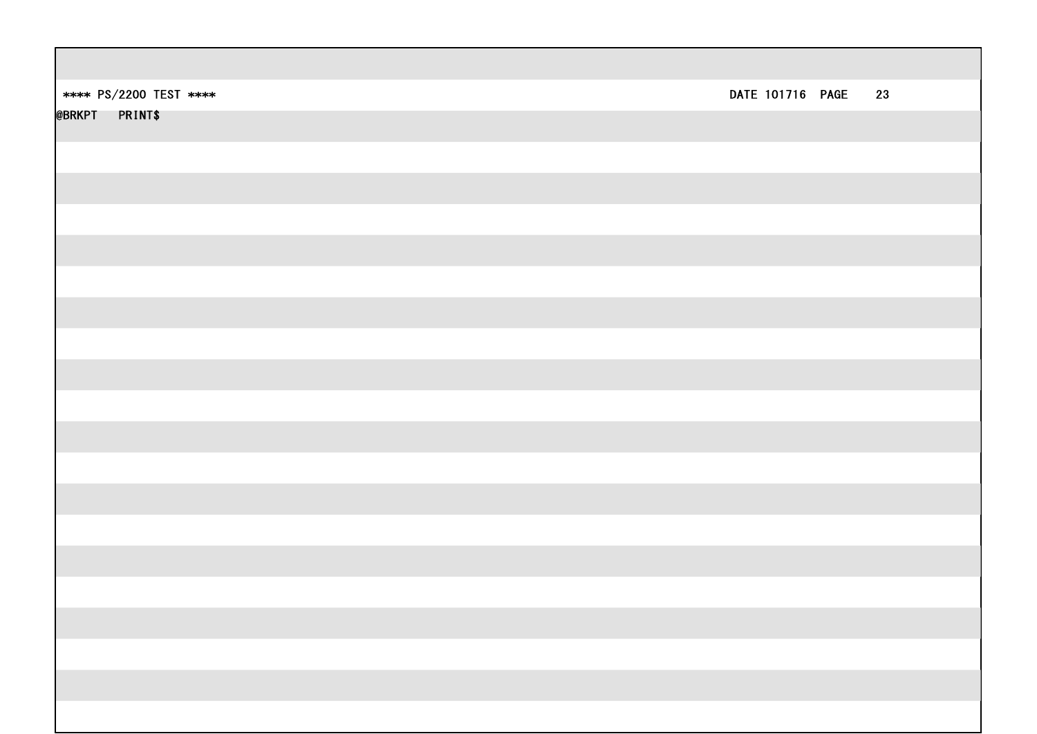```
 **** PS/2200 TEST ****                                                                          DATE 101716  PAGE    23
@BRKPT   PRINT$
```